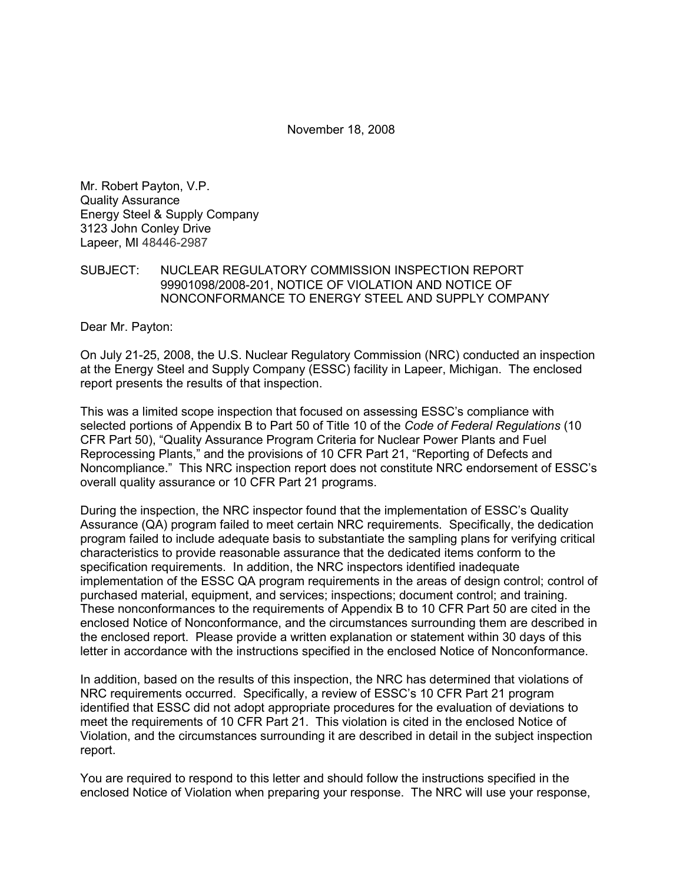November 18, 2008

Mr. Robert Payton, V.P.
Quality Assurance
Energy Steel & Supply Company
3123 John Conley Drive
Lapeer, MI 48446-2987

SUBJECT: NUCLEAR REGULATORY COMMISSION INSPECTION REPORT 99901098/2008-201, NOTICE OF VIOLATION AND NOTICE OF NONCONFORMANCE TO ENERGY STEEL AND SUPPLY COMPANY

Dear Mr. Payton:

On July 21-25, 2008, the U.S. Nuclear Regulatory Commission (NRC) conducted an inspection at the Energy Steel and Supply Company (ESSC) facility in Lapeer, Michigan. The enclosed report presents the results of that inspection.

This was a limited scope inspection that focused on assessing ESSC's compliance with selected portions of Appendix B to Part 50 of Title 10 of the *Code of Federal Regulations* (10 CFR Part 50), "Quality Assurance Program Criteria for Nuclear Power Plants and Fuel Reprocessing Plants," and the provisions of 10 CFR Part 21, "Reporting of Defects and Noncompliance." This NRC inspection report does not constitute NRC endorsement of ESSC's overall quality assurance or 10 CFR Part 21 programs.

During the inspection, the NRC inspector found that the implementation of ESSC's Quality Assurance (QA) program failed to meet certain NRC requirements. Specifically, the dedication program failed to include adequate basis to substantiate the sampling plans for verifying critical characteristics to provide reasonable assurance that the dedicated items conform to the specification requirements. In addition, the NRC inspectors identified inadequate implementation of the ESSC QA program requirements in the areas of design control; control of purchased material, equipment, and services; inspections; document control; and training. These nonconformances to the requirements of Appendix B to 10 CFR Part 50 are cited in the enclosed Notice of Nonconformance, and the circumstances surrounding them are described in the enclosed report. Please provide a written explanation or statement within 30 days of this letter in accordance with the instructions specified in the enclosed Notice of Nonconformance.

In addition, based on the results of this inspection, the NRC has determined that violations of NRC requirements occurred. Specifically, a review of ESSC's 10 CFR Part 21 program identified that ESSC did not adopt appropriate procedures for the evaluation of deviations to meet the requirements of 10 CFR Part 21. This violation is cited in the enclosed Notice of Violation, and the circumstances surrounding it are described in detail in the subject inspection report.

You are required to respond to this letter and should follow the instructions specified in the enclosed Notice of Violation when preparing your response. The NRC will use your response,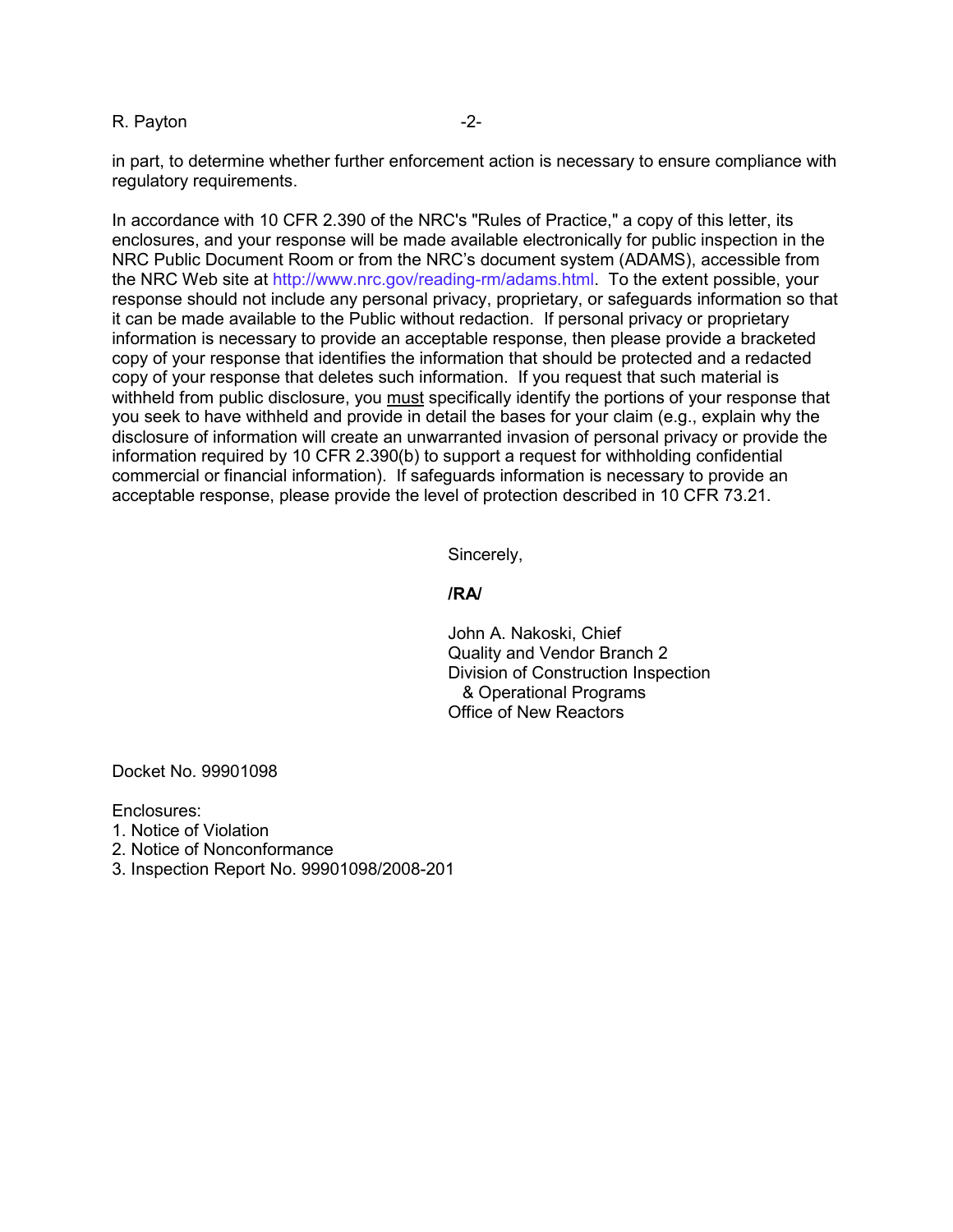in part, to determine whether further enforcement action is necessary to ensure compliance with regulatory requirements.

In accordance with 10 CFR 2.390 of the NRC's "Rules of Practice," a copy of this letter, its enclosures, and your response will be made available electronically for public inspection in the NRC Public Document Room or from the NRC's document system (ADAMS), accessible from the NRC Web site at http://www.nrc.gov/reading-rm/adams.html. To the extent possible, your response should not include any personal privacy, proprietary, or safeguards information so that it can be made available to the Public without redaction. If personal privacy or proprietary information is necessary to provide an acceptable response, then please provide a bracketed copy of your response that identifies the information that should be protected and a redacted copy of your response that deletes such information. If you request that such material is withheld from public disclosure, you must specifically identify the portions of your response that you seek to have withheld and provide in detail the bases for your claim (e.g., explain why the disclosure of information will create an unwarranted invasion of personal privacy or provide the information required by 10 CFR 2.390(b) to support a request for withholding confidential commercial or financial information). If safeguards information is necessary to provide an acceptable response, please provide the level of protection described in 10 CFR 73.21.

Sincerely,

**/RA/**

John A. Nakoski, Chief
Quality and Vendor Branch 2
Division of Construction Inspection
& Operational Programs
Office of New Reactors

Docket No. 99901098

Enclosures:
1. Notice of Violation
2. Notice of Nonconformance
3. Inspection Report No. 99901098/2008-201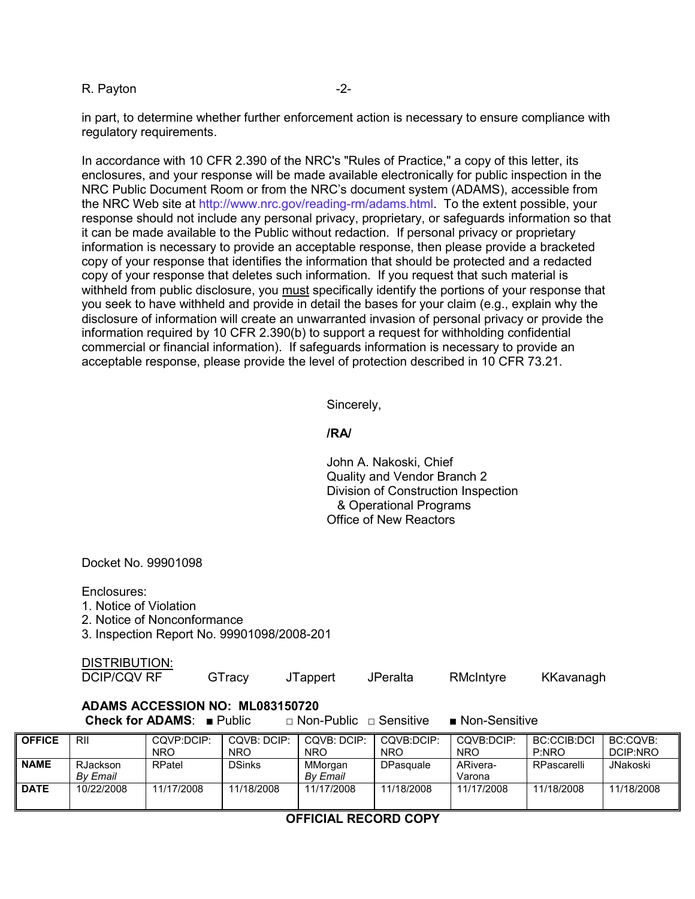in part, to determine whether further enforcement action is necessary to ensure compliance with regulatory requirements.

In accordance with 10 CFR 2.390 of the NRC's "Rules of Practice," a copy of this letter, its enclosures, and your response will be made available electronically for public inspection in the NRC Public Document Room or from the NRC's document system (ADAMS), accessible from the NRC Web site at http://www.nrc.gov/reading-rm/adams.html. To the extent possible, your response should not include any personal privacy, proprietary, or safeguards information so that it can be made available to the Public without redaction. If personal privacy or proprietary information is necessary to provide an acceptable response, then please provide a bracketed copy of your response that identifies the information that should be protected and a redacted copy of your response that deletes such information. If you request that such material is withheld from public disclosure, you <u>must</u> specifically identify the portions of your response that you seek to have withheld and provide in detail the bases for your claim (e.g., explain why the disclosure of information will create an unwarranted invasion of personal privacy or provide the information required by 10 CFR 2.390(b) to support a request for withholding confidential commercial or financial information). If safeguards information is necessary to provide an acceptable response, please provide the level of protection described in 10 CFR 73.21.

Sincerely,

**/RA/**

John A. Nakoski, Chief
Quality and Vendor Branch 2
Division of Construction Inspection
& Operational Programs
Office of New Reactors

Docket No. 99901098

Enclosures:
1. Notice of Violation
2. Notice of Nonconformance
3. Inspection Report No. 99901098/2008-201

<u>DISTRIBUTION:</u>
DCIP/CQV RF GTracy JTappert JPeralta RMcIntyre KKavanagh

**ADAMS ACCESSION NO: ML083150720**

**Check for ADAMS**: ■ Public □ Non-Public □ Sensitive ■ Non-Sensitive

| **OFFICE** | RII | CQVP:DCIP: NRO | CQVB: DCIP: NRO | CQVB: DCIP: NRO | CQVB:DCIP: NRO | CQVB:DCIP: NRO | BC:CCIB:DCIP:NRO | BC:CQVB: DCIP:NRO |
|---|---|---|---|---|---|---|---|---|
| **NAME** | RJackson *By Email* | RPatel | DSinks | MMorgan *By Email* | DPasquale | ARivera-Varona | RPascarelli | JNakoski |
| **DATE** | 10/22/2008 | 11/17/2008 | 11/18/2008 | 11/17/2008 | 11/18/2008 | 11/17/2008 | 11/18/2008 | 11/18/2008 |

**OFFICIAL RECORD COPY**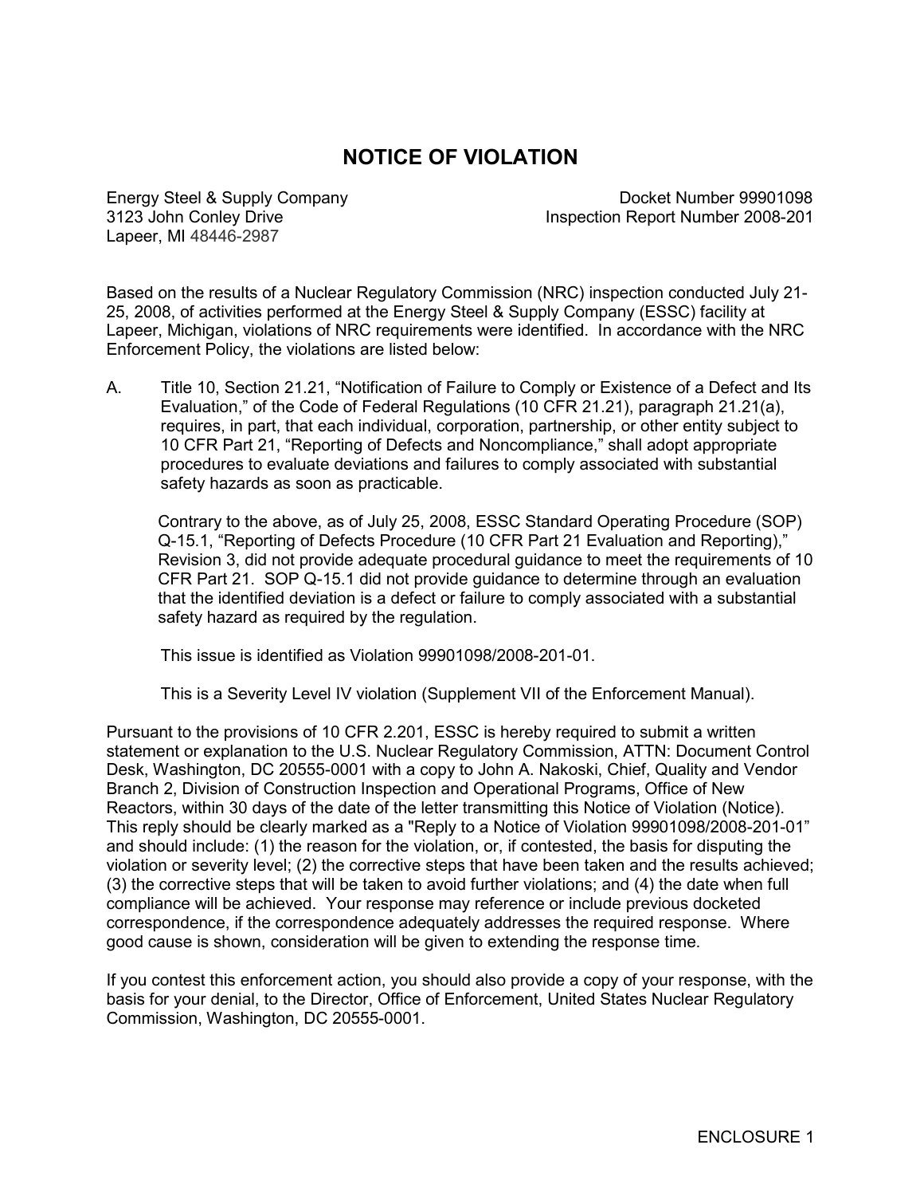# NOTICE OF VIOLATION

Energy Steel & Supply Company
3123 John Conley Drive
Lapeer, MI 48446-2987

Docket Number 99901098
Inspection Report Number 2008-201

Based on the results of a Nuclear Regulatory Commission (NRC) inspection conducted July 21-25, 2008, of activities performed at the Energy Steel & Supply Company (ESSC) facility at Lapeer, Michigan, violations of NRC requirements were identified. In accordance with the NRC Enforcement Policy, the violations are listed below:

A. Title 10, Section 21.21, "Notification of Failure to Comply or Existence of a Defect and Its Evaluation," of the Code of Federal Regulations (10 CFR 21.21), paragraph 21.21(a), requires, in part, that each individual, corporation, partnership, or other entity subject to 10 CFR Part 21, "Reporting of Defects and Noncompliance," shall adopt appropriate procedures to evaluate deviations and failures to comply associated with substantial safety hazards as soon as practicable.

   Contrary to the above, as of July 25, 2008, ESSC Standard Operating Procedure (SOP) Q-15.1, "Reporting of Defects Procedure (10 CFR Part 21 Evaluation and Reporting)," Revision 3, did not provide adequate procedural guidance to meet the requirements of 10 CFR Part 21. SOP Q-15.1 did not provide guidance to determine through an evaluation that the identified deviation is a defect or failure to comply associated with a substantial safety hazard as required by the regulation.

   This issue is identified as Violation 99901098/2008-201-01.

   This is a Severity Level IV violation (Supplement VII of the Enforcement Manual).

Pursuant to the provisions of 10 CFR 2.201, ESSC is hereby required to submit a written statement or explanation to the U.S. Nuclear Regulatory Commission, ATTN: Document Control Desk, Washington, DC 20555-0001 with a copy to John A. Nakoski, Chief, Quality and Vendor Branch 2, Division of Construction Inspection and Operational Programs, Office of New Reactors, within 30 days of the date of the letter transmitting this Notice of Violation (Notice). This reply should be clearly marked as a "Reply to a Notice of Violation 99901098/2008-201-01" and should include: (1) the reason for the violation, or, if contested, the basis for disputing the violation or severity level; (2) the corrective steps that have been taken and the results achieved; (3) the corrective steps that will be taken to avoid further violations; and (4) the date when full compliance will be achieved. Your response may reference or include previous docketed correspondence, if the correspondence adequately addresses the required response. Where good cause is shown, consideration will be given to extending the response time.

If you contest this enforcement action, you should also provide a copy of your response, with the basis for your denial, to the Director, Office of Enforcement, United States Nuclear Regulatory Commission, Washington, DC 20555-0001.

ENCLOSURE 1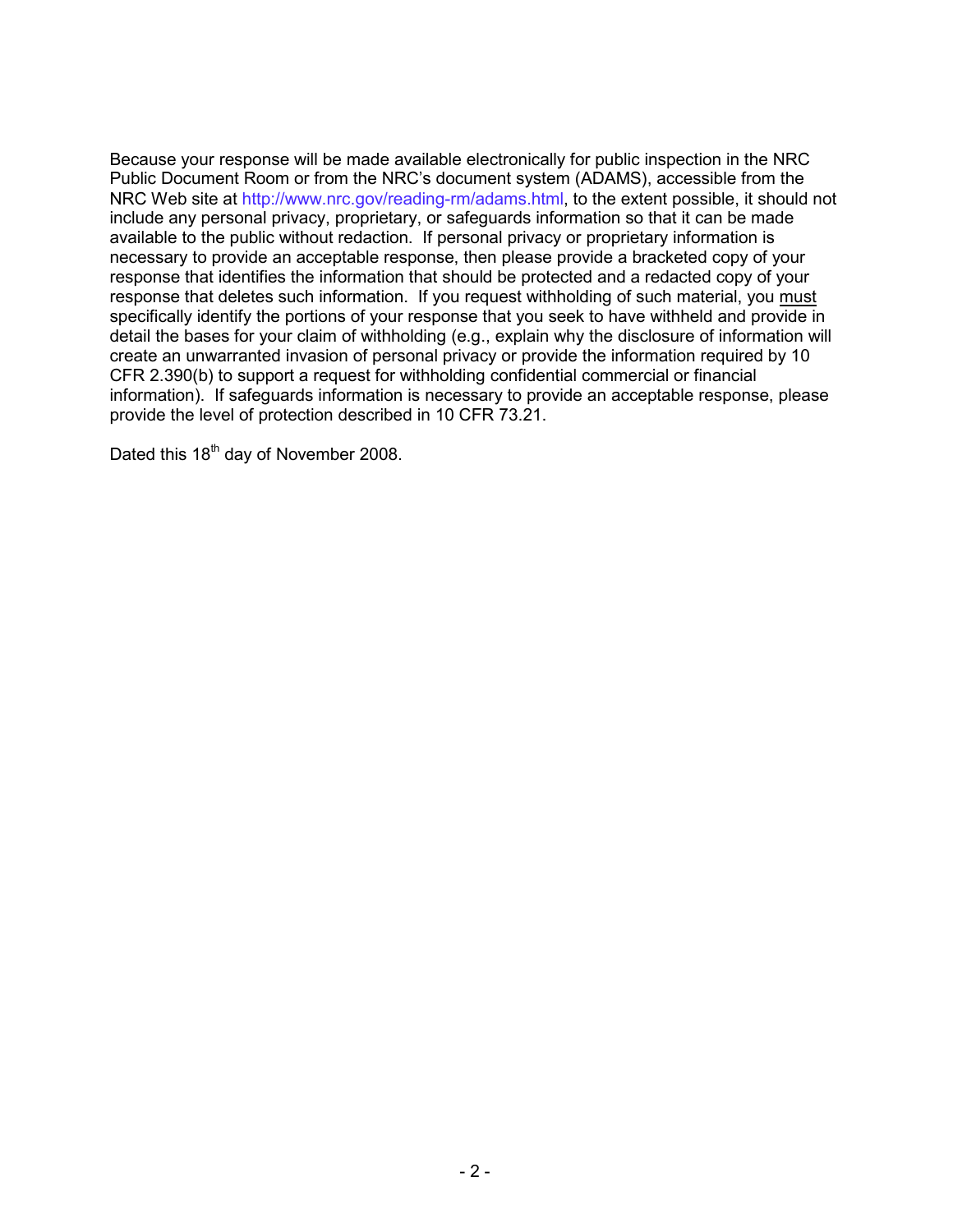Because your response will be made available electronically for public inspection in the NRC Public Document Room or from the NRC's document system (ADAMS), accessible from the NRC Web site at http://www.nrc.gov/reading-rm/adams.html, to the extent possible, it should not include any personal privacy, proprietary, or safeguards information so that it can be made available to the public without redaction. If personal privacy or proprietary information is necessary to provide an acceptable response, then please provide a bracketed copy of your response that identifies the information that should be protected and a redacted copy of your response that deletes such information. If you request withholding of such material, you <u>must</u> specifically identify the portions of your response that you seek to have withheld and provide in detail the bases for your claim of withholding (e.g., explain why the disclosure of information will create an unwarranted invasion of personal privacy or provide the information required by 10 CFR 2.390(b) to support a request for withholding confidential commercial or financial information). If safeguards information is necessary to provide an acceptable response, please provide the level of protection described in 10 CFR 73.21.

Dated this 18th day of November 2008.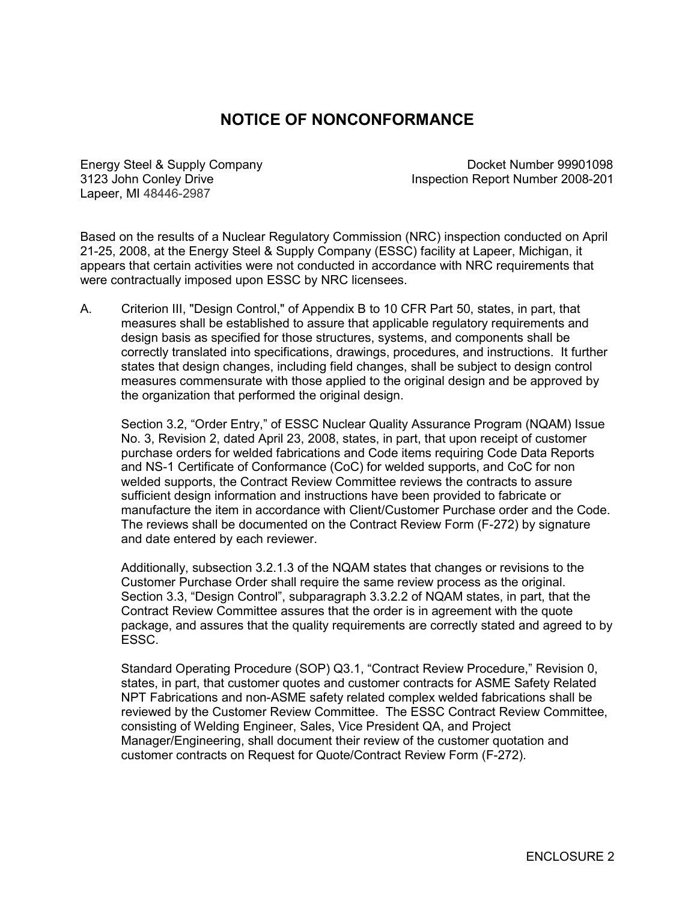# NOTICE OF NONCONFORMANCE

Energy Steel & Supply Company
3123 John Conley Drive
Lapeer, MI 48446-2987

Docket Number 99901098
Inspection Report Number 2008-201

Based on the results of a Nuclear Regulatory Commission (NRC) inspection conducted on April 21-25, 2008, at the Energy Steel & Supply Company (ESSC) facility at Lapeer, Michigan, it appears that certain activities were not conducted in accordance with NRC requirements that were contractually imposed upon ESSC by NRC licensees.

A. Criterion III, "Design Control," of Appendix B to 10 CFR Part 50, states, in part, that measures shall be established to assure that applicable regulatory requirements and design basis as specified for those structures, systems, and components shall be correctly translated into specifications, drawings, procedures, and instructions. It further states that design changes, including field changes, shall be subject to design control measures commensurate with those applied to the original design and be approved by the organization that performed the original design.

   Section 3.2, "Order Entry," of ESSC Nuclear Quality Assurance Program (NQAM) Issue No. 3, Revision 2, dated April 23, 2008, states, in part, that upon receipt of customer purchase orders for welded fabrications and Code items requiring Code Data Reports and NS-1 Certificate of Conformance (CoC) for welded supports, and CoC for non welded supports, the Contract Review Committee reviews the contracts to assure sufficient design information and instructions have been provided to fabricate or manufacture the item in accordance with Client/Customer Purchase order and the Code. The reviews shall be documented on the Contract Review Form (F-272) by signature and date entered by each reviewer.

   Additionally, subsection 3.2.1.3 of the NQAM states that changes or revisions to the Customer Purchase Order shall require the same review process as the original. Section 3.3, "Design Control", subparagraph 3.3.2.2 of NQAM states, in part, that the Contract Review Committee assures that the order is in agreement with the quote package, and assures that the quality requirements are correctly stated and agreed to by ESSC.

   Standard Operating Procedure (SOP) Q3.1, "Contract Review Procedure," Revision 0, states, in part, that customer quotes and customer contracts for ASME Safety Related NPT Fabrications and non-ASME safety related complex welded fabrications shall be reviewed by the Customer Review Committee. The ESSC Contract Review Committee, consisting of Welding Engineer, Sales, Vice President QA, and Project Manager/Engineering, shall document their review of the customer quotation and customer contracts on Request for Quote/Contract Review Form (F-272).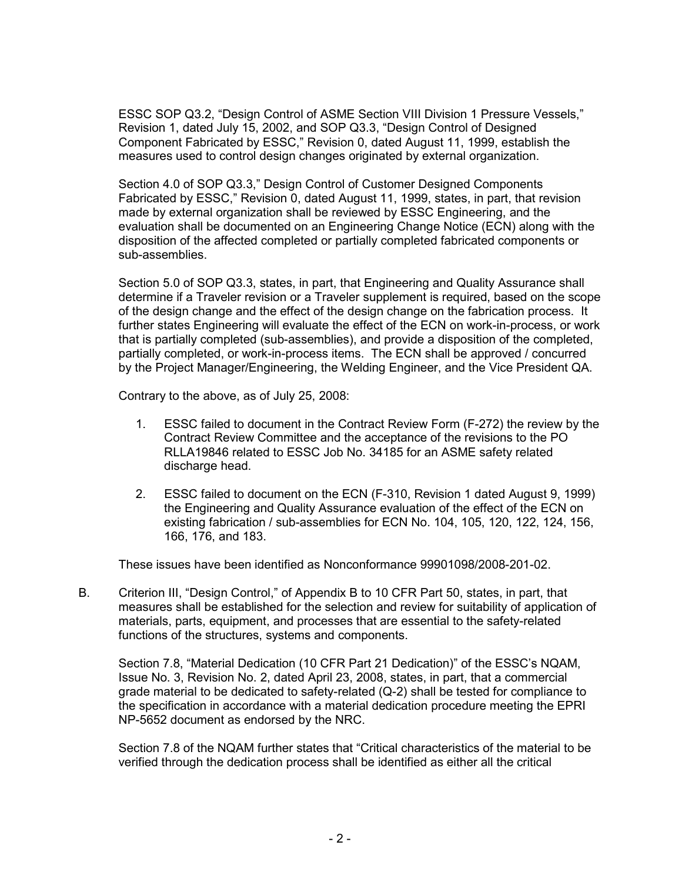ESSC SOP Q3.2, "Design Control of ASME Section VIII Division 1 Pressure Vessels," Revision 1, dated July 15, 2002, and SOP Q3.3, "Design Control of Designed Component Fabricated by ESSC," Revision 0, dated August 11, 1999, establish the measures used to control design changes originated by external organization.

Section 4.0 of SOP Q3.3," Design Control of Customer Designed Components Fabricated by ESSC," Revision 0, dated August 11, 1999, states, in part, that revision made by external organization shall be reviewed by ESSC Engineering, and the evaluation shall be documented on an Engineering Change Notice (ECN) along with the disposition of the affected completed or partially completed fabricated components or sub-assemblies.

Section 5.0 of SOP Q3.3, states, in part, that Engineering and Quality Assurance shall determine if a Traveler revision or a Traveler supplement is required, based on the scope of the design change and the effect of the design change on the fabrication process. It further states Engineering will evaluate the effect of the ECN on work-in-process, or work that is partially completed (sub-assemblies), and provide a disposition of the completed, partially completed, or work-in-process items. The ECN shall be approved / concurred by the Project Manager/Engineering, the Welding Engineer, and the Vice President QA.

Contrary to the above, as of July 25, 2008:

1. ESSC failed to document in the Contract Review Form (F-272) the review by the Contract Review Committee and the acceptance of the revisions to the PO RLLA19846 related to ESSC Job No. 34185 for an ASME safety related discharge head.

2. ESSC failed to document on the ECN (F-310, Revision 1 dated August 9, 1999) the Engineering and Quality Assurance evaluation of the effect of the ECN on existing fabrication / sub-assemblies for ECN No. 104, 105, 120, 122, 124, 156, 166, 176, and 183.

These issues have been identified as Nonconformance 99901098/2008-201-02.

B. Criterion III, "Design Control," of Appendix B to 10 CFR Part 50, states, in part, that measures shall be established for the selection and review for suitability of application of materials, parts, equipment, and processes that are essential to the safety-related functions of the structures, systems and components.

Section 7.8, "Material Dedication (10 CFR Part 21 Dedication)" of the ESSC's NQAM, Issue No. 3, Revision No. 2, dated April 23, 2008, states, in part, that a commercial grade material to be dedicated to safety-related (Q-2) shall be tested for compliance to the specification in accordance with a material dedication procedure meeting the EPRI NP-5652 document as endorsed by the NRC.

Section 7.8 of the NQAM further states that "Critical characteristics of the material to be verified through the dedication process shall be identified as either all the critical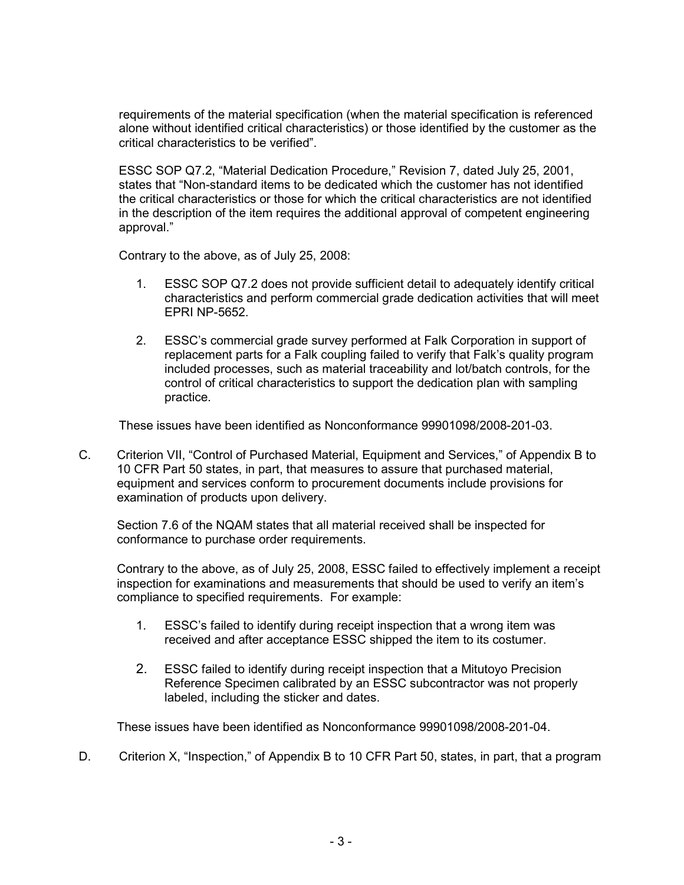requirements of the material specification (when the material specification is referenced alone without identified critical characteristics) or those identified by the customer as the critical characteristics to be verified".

ESSC SOP Q7.2, "Material Dedication Procedure," Revision 7, dated July 25, 2001, states that "Non-standard items to be dedicated which the customer has not identified the critical characteristics or those for which the critical characteristics are not identified in the description of the item requires the additional approval of competent engineering approval."

Contrary to the above, as of July 25, 2008:

1. ESSC SOP Q7.2 does not provide sufficient detail to adequately identify critical characteristics and perform commercial grade dedication activities that will meet EPRI NP-5652.

2. ESSC's commercial grade survey performed at Falk Corporation in support of replacement parts for a Falk coupling failed to verify that Falk's quality program included processes, such as material traceability and lot/batch controls, for the control of critical characteristics to support the dedication plan with sampling practice.

These issues have been identified as Nonconformance 99901098/2008-201-03.

C. Criterion VII, "Control of Purchased Material, Equipment and Services," of Appendix B to 10 CFR Part 50 states, in part, that measures to assure that purchased material, equipment and services conform to procurement documents include provisions for examination of products upon delivery.

Section 7.6 of the NQAM states that all material received shall be inspected for conformance to purchase order requirements.

Contrary to the above, as of July 25, 2008, ESSC failed to effectively implement a receipt inspection for examinations and measurements that should be used to verify an item's compliance to specified requirements. For example:

1. ESSC's failed to identify during receipt inspection that a wrong item was received and after acceptance ESSC shipped the item to its costumer.

2. ESSC failed to identify during receipt inspection that a Mitutoyo Precision Reference Specimen calibrated by an ESSC subcontractor was not properly labeled, including the sticker and dates.

These issues have been identified as Nonconformance 99901098/2008-201-04.

D. Criterion X, "Inspection," of Appendix B to 10 CFR Part 50, states, in part, that a program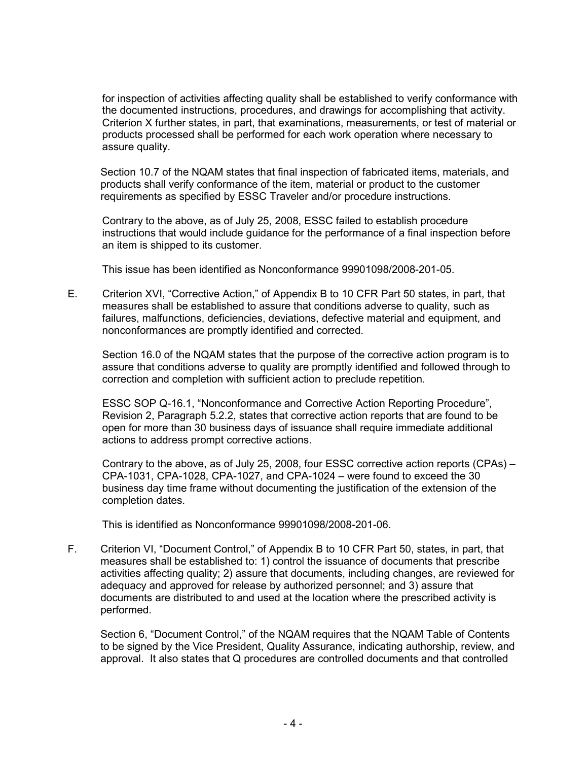for inspection of activities affecting quality shall be established to verify conformance with the documented instructions, procedures, and drawings for accomplishing that activity. Criterion X further states, in part, that examinations, measurements, or test of material or products processed shall be performed for each work operation where necessary to assure quality.

Section 10.7 of the NQAM states that final inspection of fabricated items, materials, and products shall verify conformance of the item, material or product to the customer requirements as specified by ESSC Traveler and/or procedure instructions.

Contrary to the above, as of July 25, 2008, ESSC failed to establish procedure instructions that would include guidance for the performance of a final inspection before an item is shipped to its customer.

This issue has been identified as Nonconformance 99901098/2008-201-05.

E. Criterion XVI, "Corrective Action," of Appendix B to 10 CFR Part 50 states, in part, that measures shall be established to assure that conditions adverse to quality, such as failures, malfunctions, deficiencies, deviations, defective material and equipment, and nonconformances are promptly identified and corrected.

Section 16.0 of the NQAM states that the purpose of the corrective action program is to assure that conditions adverse to quality are promptly identified and followed through to correction and completion with sufficient action to preclude repetition.

ESSC SOP Q-16.1, "Nonconformance and Corrective Action Reporting Procedure", Revision 2, Paragraph 5.2.2, states that corrective action reports that are found to be open for more than 30 business days of issuance shall require immediate additional actions to address prompt corrective actions.

Contrary to the above, as of July 25, 2008, four ESSC corrective action reports (CPAs) – CPA-1031, CPA-1028, CPA-1027, and CPA-1024 – were found to exceed the 30 business day time frame without documenting the justification of the extension of the completion dates.

This is identified as Nonconformance 99901098/2008-201-06.

F. Criterion VI, "Document Control," of Appendix B to 10 CFR Part 50, states, in part, that measures shall be established to: 1) control the issuance of documents that prescribe activities affecting quality; 2) assure that documents, including changes, are reviewed for adequacy and approved for release by authorized personnel; and 3) assure that documents are distributed to and used at the location where the prescribed activity is performed.

Section 6, "Document Control," of the NQAM requires that the NQAM Table of Contents to be signed by the Vice President, Quality Assurance, indicating authorship, review, and approval. It also states that Q procedures are controlled documents and that controlled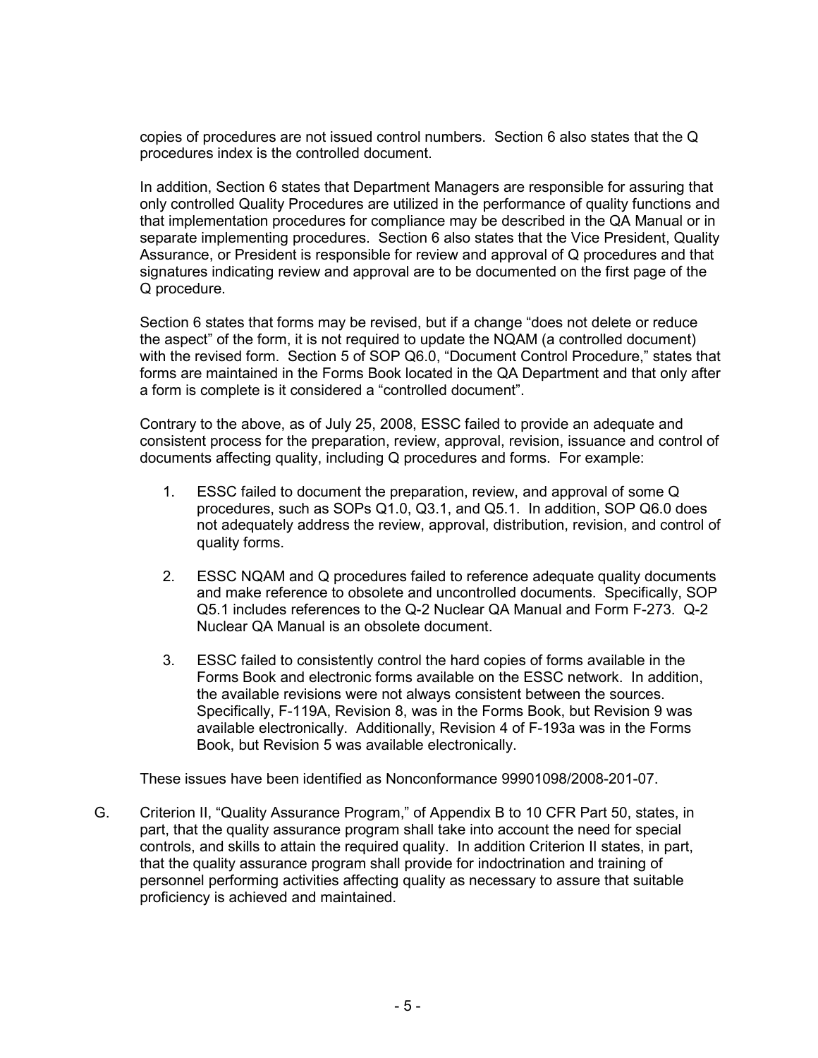copies of procedures are not issued control numbers. Section 6 also states that the Q procedures index is the controlled document.

In addition, Section 6 states that Department Managers are responsible for assuring that only controlled Quality Procedures are utilized in the performance of quality functions and that implementation procedures for compliance may be described in the QA Manual or in separate implementing procedures. Section 6 also states that the Vice President, Quality Assurance, or President is responsible for review and approval of Q procedures and that signatures indicating review and approval are to be documented on the first page of the Q procedure.

Section 6 states that forms may be revised, but if a change "does not delete or reduce the aspect" of the form, it is not required to update the NQAM (a controlled document) with the revised form. Section 5 of SOP Q6.0, "Document Control Procedure," states that forms are maintained in the Forms Book located in the QA Department and that only after a form is complete is it considered a "controlled document".

Contrary to the above, as of July 25, 2008, ESSC failed to provide an adequate and consistent process for the preparation, review, approval, revision, issuance and control of documents affecting quality, including Q procedures and forms. For example:

1. ESSC failed to document the preparation, review, and approval of some Q procedures, such as SOPs Q1.0, Q3.1, and Q5.1. In addition, SOP Q6.0 does not adequately address the review, approval, distribution, revision, and control of quality forms.

2. ESSC NQAM and Q procedures failed to reference adequate quality documents and make reference to obsolete and uncontrolled documents. Specifically, SOP Q5.1 includes references to the Q-2 Nuclear QA Manual and Form F-273. Q-2 Nuclear QA Manual is an obsolete document.

3. ESSC failed to consistently control the hard copies of forms available in the Forms Book and electronic forms available on the ESSC network. In addition, the available revisions were not always consistent between the sources. Specifically, F-119A, Revision 8, was in the Forms Book, but Revision 9 was available electronically. Additionally, Revision 4 of F-193a was in the Forms Book, but Revision 5 was available electronically.

These issues have been identified as Nonconformance 99901098/2008-201-07.

G. Criterion II, "Quality Assurance Program," of Appendix B to 10 CFR Part 50, states, in part, that the quality assurance program shall take into account the need for special controls, and skills to attain the required quality. In addition Criterion II states, in part, that the quality assurance program shall provide for indoctrination and training of personnel performing activities affecting quality as necessary to assure that suitable proficiency is achieved and maintained.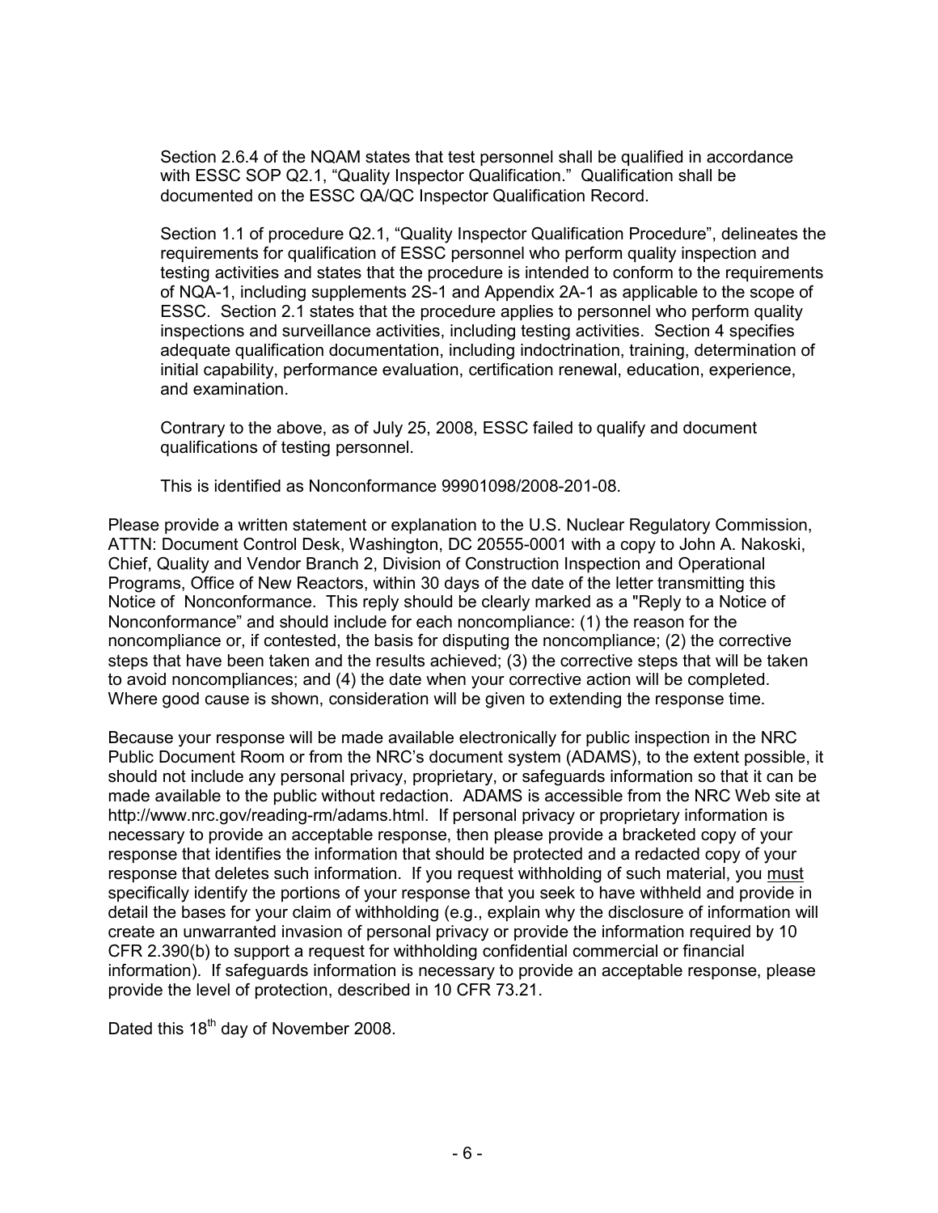Section 2.6.4 of the NQAM states that test personnel shall be qualified in accordance with ESSC SOP Q2.1, "Quality Inspector Qualification." Qualification shall be documented on the ESSC QA/QC Inspector Qualification Record.

Section 1.1 of procedure Q2.1, "Quality Inspector Qualification Procedure", delineates the requirements for qualification of ESSC personnel who perform quality inspection and testing activities and states that the procedure is intended to conform to the requirements of NQA-1, including supplements 2S-1 and Appendix 2A-1 as applicable to the scope of ESSC. Section 2.1 states that the procedure applies to personnel who perform quality inspections and surveillance activities, including testing activities. Section 4 specifies adequate qualification documentation, including indoctrination, training, determination of initial capability, performance evaluation, certification renewal, education, experience, and examination.

Contrary to the above, as of July 25, 2008, ESSC failed to qualify and document qualifications of testing personnel.

This is identified as Nonconformance 99901098/2008-201-08.

Please provide a written statement or explanation to the U.S. Nuclear Regulatory Commission, ATTN: Document Control Desk, Washington, DC 20555-0001 with a copy to John A. Nakoski, Chief, Quality and Vendor Branch 2, Division of Construction Inspection and Operational Programs, Office of New Reactors, within 30 days of the date of the letter transmitting this Notice of Nonconformance. This reply should be clearly marked as a "Reply to a Notice of Nonconformance" and should include for each noncompliance: (1) the reason for the noncompliance or, if contested, the basis for disputing the noncompliance; (2) the corrective steps that have been taken and the results achieved; (3) the corrective steps that will be taken to avoid noncompliances; and (4) the date when your corrective action will be completed. Where good cause is shown, consideration will be given to extending the response time.

Because your response will be made available electronically for public inspection in the NRC Public Document Room or from the NRC's document system (ADAMS), to the extent possible, it should not include any personal privacy, proprietary, or safeguards information so that it can be made available to the public without redaction. ADAMS is accessible from the NRC Web site at http://www.nrc.gov/reading-rm/adams.html. If personal privacy or proprietary information is necessary to provide an acceptable response, then please provide a bracketed copy of your response that identifies the information that should be protected and a redacted copy of your response that deletes such information. If you request withholding of such material, you must specifically identify the portions of your response that you seek to have withheld and provide in detail the bases for your claim of withholding (e.g., explain why the disclosure of information will create an unwarranted invasion of personal privacy or provide the information required by 10 CFR 2.390(b) to support a request for withholding confidential commercial or financial information). If safeguards information is necessary to provide an acceptable response, please provide the level of protection, described in 10 CFR 73.21.

Dated this 18th day of November 2008.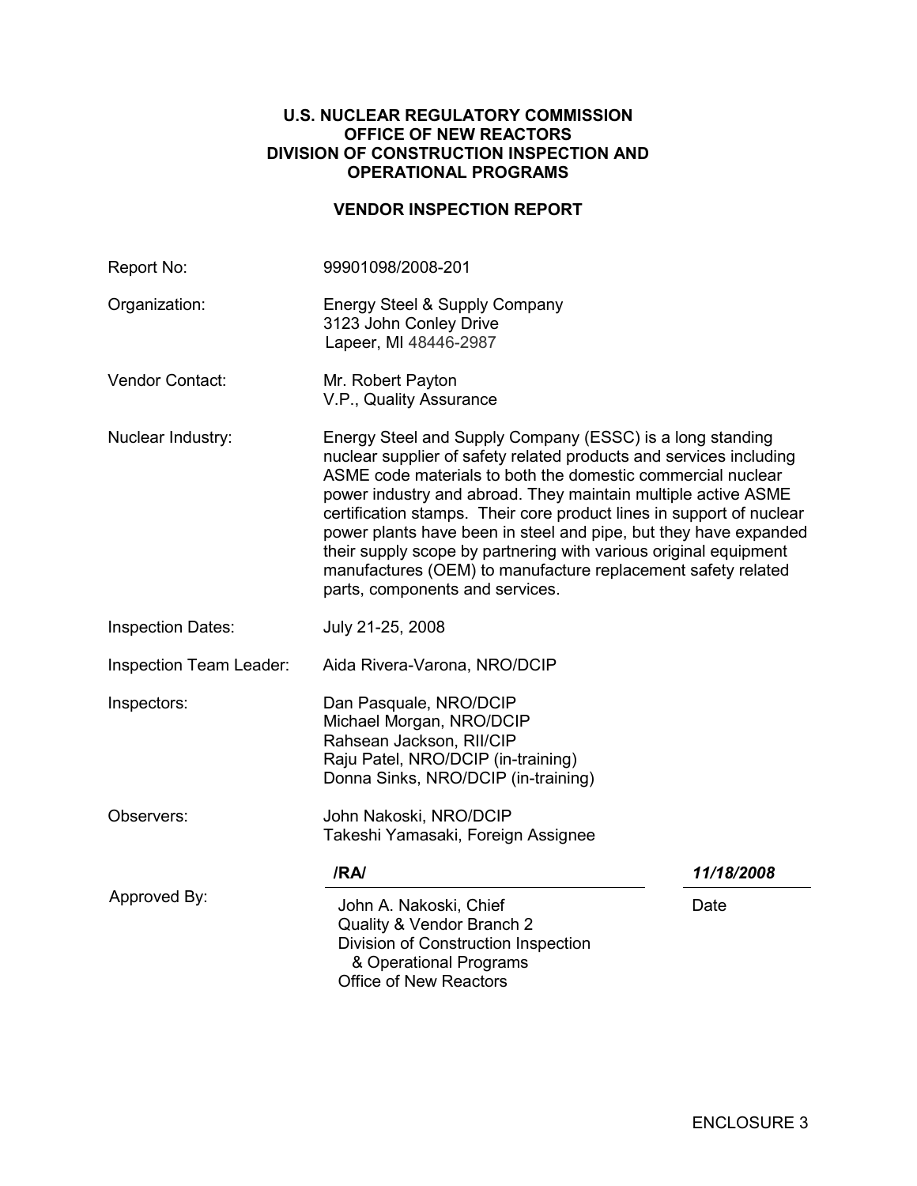# U.S. NUCLEAR REGULATORY COMMISSION
# OFFICE OF NEW REACTORS
# DIVISION OF CONSTRUCTION INSPECTION AND OPERATIONAL PROGRAMS

## VENDOR INSPECTION REPORT

| | |
|---|---|
| Report No: | 99901098/2008-201 |
| Organization: | Energy Steel & Supply Company<br>3123 John Conley Drive<br>Lapeer, MI 48446-2987 |
| Vendor Contact: | Mr. Robert Payton<br>V.P., Quality Assurance |
| Nuclear Industry: | Energy Steel and Supply Company (ESSC) is a long standing nuclear supplier of safety related products and services including ASME code materials to both the domestic commercial nuclear power industry and abroad. They maintain multiple active ASME certification stamps. Their core product lines in support of nuclear power plants have been in steel and pipe, but they have expanded their supply scope by partnering with various original equipment manufactures (OEM) to manufacture replacement safety related parts, components and services. |
| Inspection Dates: | July 21-25, 2008 |
| Inspection Team Leader: | Aida Rivera-Varona, NRO/DCIP |
| Inspectors: | Dan Pasquale, NRO/DCIP<br>Michael Morgan, NRO/DCIP<br>Rahsean Jackson, RII/CIP<br>Raju Patel, NRO/DCIP (in-training)<br>Donna Sinks, NRO/DCIP (in-training) |
| Observers: | John Nakoski, NRO/DCIP<br>Takeshi Yamasaki, Foreign Assignee |

| | | |
|---|---|---|
| Approved By: | ***/RA/***<br>John A. Nakoski, Chief<br>Quality & Vendor Branch 2<br>Division of Construction Inspection & Operational Programs<br>Office of New Reactors | ***11/18/2008***<br>Date |

ENCLOSURE 3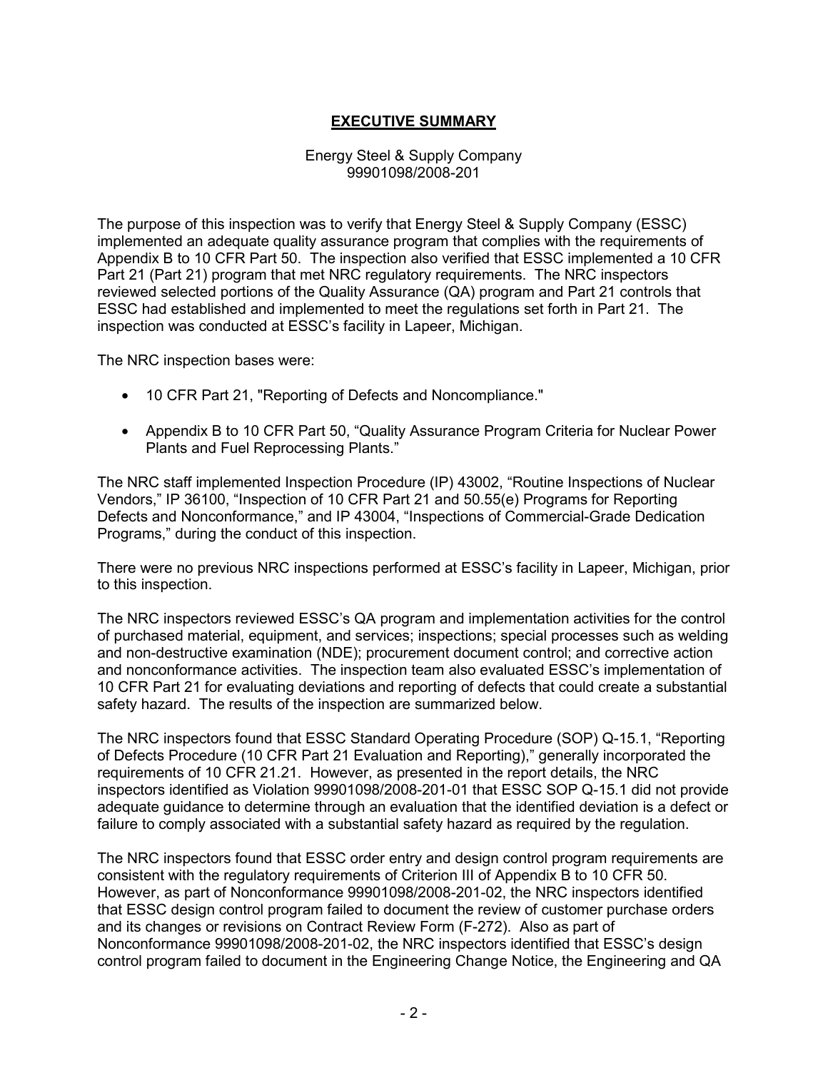# **EXECUTIVE SUMMARY**

Energy Steel & Supply Company
99901098/2008-201

The purpose of this inspection was to verify that Energy Steel & Supply Company (ESSC) implemented an adequate quality assurance program that complies with the requirements of Appendix B to 10 CFR Part 50. The inspection also verified that ESSC implemented a 10 CFR Part 21 (Part 21) program that met NRC regulatory requirements. The NRC inspectors reviewed selected portions of the Quality Assurance (QA) program and Part 21 controls that ESSC had established and implemented to meet the regulations set forth in Part 21. The inspection was conducted at ESSC's facility in Lapeer, Michigan.

The NRC inspection bases were:

- 10 CFR Part 21, "Reporting of Defects and Noncompliance."
- Appendix B to 10 CFR Part 50, "Quality Assurance Program Criteria for Nuclear Power Plants and Fuel Reprocessing Plants."

The NRC staff implemented Inspection Procedure (IP) 43002, "Routine Inspections of Nuclear Vendors," IP 36100, "Inspection of 10 CFR Part 21 and 50.55(e) Programs for Reporting Defects and Nonconformance," and IP 43004, "Inspections of Commercial-Grade Dedication Programs," during the conduct of this inspection.

There were no previous NRC inspections performed at ESSC's facility in Lapeer, Michigan, prior to this inspection.

The NRC inspectors reviewed ESSC's QA program and implementation activities for the control of purchased material, equipment, and services; inspections; special processes such as welding and non-destructive examination (NDE); procurement document control; and corrective action and nonconformance activities. The inspection team also evaluated ESSC's implementation of 10 CFR Part 21 for evaluating deviations and reporting of defects that could create a substantial safety hazard. The results of the inspection are summarized below.

The NRC inspectors found that ESSC Standard Operating Procedure (SOP) Q-15.1, "Reporting of Defects Procedure (10 CFR Part 21 Evaluation and Reporting)," generally incorporated the requirements of 10 CFR 21.21. However, as presented in the report details, the NRC inspectors identified as Violation 99901098/2008-201-01 that ESSC SOP Q-15.1 did not provide adequate guidance to determine through an evaluation that the identified deviation is a defect or failure to comply associated with a substantial safety hazard as required by the regulation.

The NRC inspectors found that ESSC order entry and design control program requirements are consistent with the regulatory requirements of Criterion III of Appendix B to 10 CFR 50. However, as part of Nonconformance 99901098/2008-201-02, the NRC inspectors identified that ESSC design control program failed to document the review of customer purchase orders and its changes or revisions on Contract Review Form (F-272). Also as part of Nonconformance 99901098/2008-201-02, the NRC inspectors identified that ESSC's design control program failed to document in the Engineering Change Notice, the Engineering and QA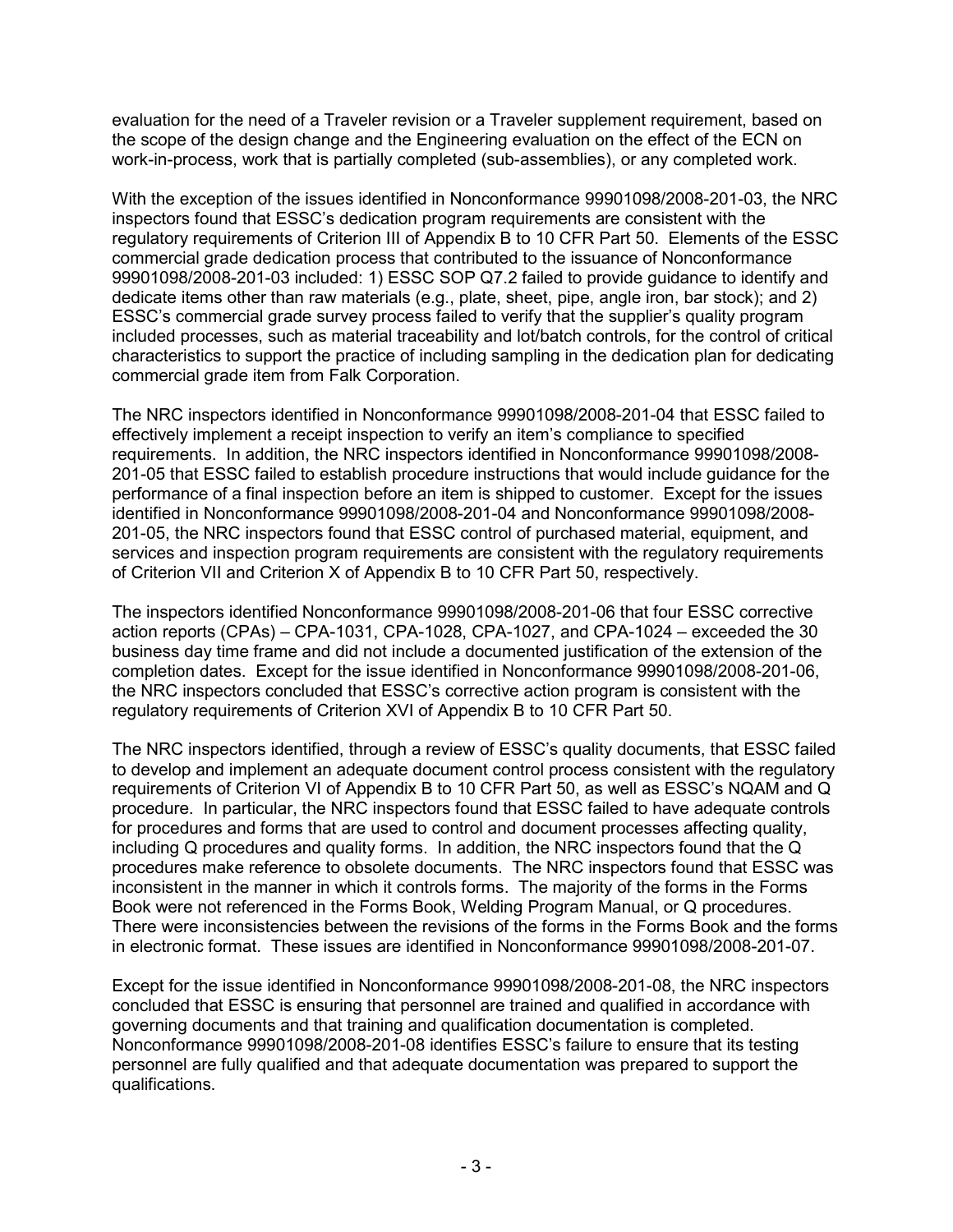evaluation for the need of a Traveler revision or a Traveler supplement requirement, based on the scope of the design change and the Engineering evaluation on the effect of the ECN on work-in-process, work that is partially completed (sub-assemblies), or any completed work.

With the exception of the issues identified in Nonconformance 99901098/2008-201-03, the NRC inspectors found that ESSC's dedication program requirements are consistent with the regulatory requirements of Criterion III of Appendix B to 10 CFR Part 50. Elements of the ESSC commercial grade dedication process that contributed to the issuance of Nonconformance 99901098/2008-201-03 included: 1) ESSC SOP Q7.2 failed to provide guidance to identify and dedicate items other than raw materials (e.g., plate, sheet, pipe, angle iron, bar stock); and 2) ESSC's commercial grade survey process failed to verify that the supplier's quality program included processes, such as material traceability and lot/batch controls, for the control of critical characteristics to support the practice of including sampling in the dedication plan for dedicating commercial grade item from Falk Corporation.

The NRC inspectors identified in Nonconformance 99901098/2008-201-04 that ESSC failed to effectively implement a receipt inspection to verify an item's compliance to specified requirements. In addition, the NRC inspectors identified in Nonconformance 99901098/2008-201-05 that ESSC failed to establish procedure instructions that would include guidance for the performance of a final inspection before an item is shipped to customer. Except for the issues identified in Nonconformance 99901098/2008-201-04 and Nonconformance 99901098/2008-201-05, the NRC inspectors found that ESSC control of purchased material, equipment, and services and inspection program requirements are consistent with the regulatory requirements of Criterion VII and Criterion X of Appendix B to 10 CFR Part 50, respectively.

The inspectors identified Nonconformance 99901098/2008-201-06 that four ESSC corrective action reports (CPAs) – CPA-1031, CPA-1028, CPA-1027, and CPA-1024 – exceeded the 30 business day time frame and did not include a documented justification of the extension of the completion dates. Except for the issue identified in Nonconformance 99901098/2008-201-06, the NRC inspectors concluded that ESSC's corrective action program is consistent with the regulatory requirements of Criterion XVI of Appendix B to 10 CFR Part 50.

The NRC inspectors identified, through a review of ESSC's quality documents, that ESSC failed to develop and implement an adequate document control process consistent with the regulatory requirements of Criterion VI of Appendix B to 10 CFR Part 50, as well as ESSC's NQAM and Q procedure. In particular, the NRC inspectors found that ESSC failed to have adequate controls for procedures and forms that are used to control and document processes affecting quality, including Q procedures and quality forms. In addition, the NRC inspectors found that the Q procedures make reference to obsolete documents. The NRC inspectors found that ESSC was inconsistent in the manner in which it controls forms. The majority of the forms in the Forms Book were not referenced in the Forms Book, Welding Program Manual, or Q procedures. There were inconsistencies between the revisions of the forms in the Forms Book and the forms in electronic format. These issues are identified in Nonconformance 99901098/2008-201-07.

Except for the issue identified in Nonconformance 99901098/2008-201-08, the NRC inspectors concluded that ESSC is ensuring that personnel are trained and qualified in accordance with governing documents and that training and qualification documentation is completed. Nonconformance 99901098/2008-201-08 identifies ESSC's failure to ensure that its testing personnel are fully qualified and that adequate documentation was prepared to support the qualifications.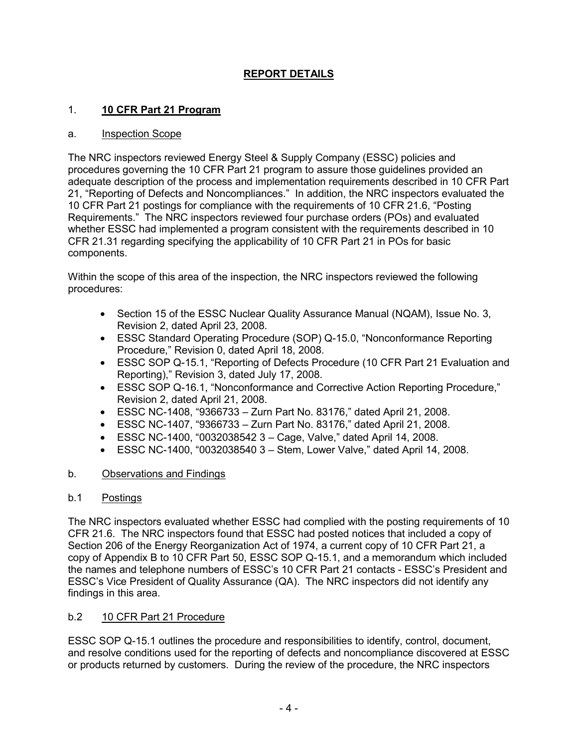## REPORT DETAILS

### 1. **10 CFR Part 21 Program**

#### a. Inspection Scope

The NRC inspectors reviewed Energy Steel & Supply Company (ESSC) policies and procedures governing the 10 CFR Part 21 program to assure those guidelines provided an adequate description of the process and implementation requirements described in 10 CFR Part 21, "Reporting of Defects and Noncompliances." In addition, the NRC inspectors evaluated the 10 CFR Part 21 postings for compliance with the requirements of 10 CFR 21.6, "Posting Requirements." The NRC inspectors reviewed four purchase orders (POs) and evaluated whether ESSC had implemented a program consistent with the requirements described in 10 CFR 21.31 regarding specifying the applicability of 10 CFR Part 21 in POs for basic components.

Within the scope of this area of the inspection, the NRC inspectors reviewed the following procedures:

- Section 15 of the ESSC Nuclear Quality Assurance Manual (NQAM), Issue No. 3, Revision 2, dated April 23, 2008.
- ESSC Standard Operating Procedure (SOP) Q-15.0, "Nonconformance Reporting Procedure," Revision 0, dated April 18, 2008.
- ESSC SOP Q-15.1, "Reporting of Defects Procedure (10 CFR Part 21 Evaluation and Reporting)," Revision 3, dated July 17, 2008.
- ESSC SOP Q-16.1, "Nonconformance and Corrective Action Reporting Procedure," Revision 2, dated April 21, 2008.
- ESSC NC-1408, "9366733 – Zurn Part No. 83176," dated April 21, 2008.
- ESSC NC-1407, "9366733 – Zurn Part No. 83176," dated April 21, 2008.
- ESSC NC-1400, "0032038542 3 – Cage, Valve," dated April 14, 2008.
- ESSC NC-1400, "0032038540 3 – Stem, Lower Valve," dated April 14, 2008.

#### b. Observations and Findings

#### b.1 Postings

The NRC inspectors evaluated whether ESSC had complied with the posting requirements of 10 CFR 21.6. The NRC inspectors found that ESSC had posted notices that included a copy of Section 206 of the Energy Reorganization Act of 1974, a current copy of 10 CFR Part 21, a copy of Appendix B to 10 CFR Part 50, ESSC SOP Q-15.1, and a memorandum which included the names and telephone numbers of ESSC's 10 CFR Part 21 contacts - ESSC's President and ESSC's Vice President of Quality Assurance (QA). The NRC inspectors did not identify any findings in this area.

#### b.2 10 CFR Part 21 Procedure

ESSC SOP Q-15.1 outlines the procedure and responsibilities to identify, control, document, and resolve conditions used for the reporting of defects and noncompliance discovered at ESSC or products returned by customers. During the review of the procedure, the NRC inspectors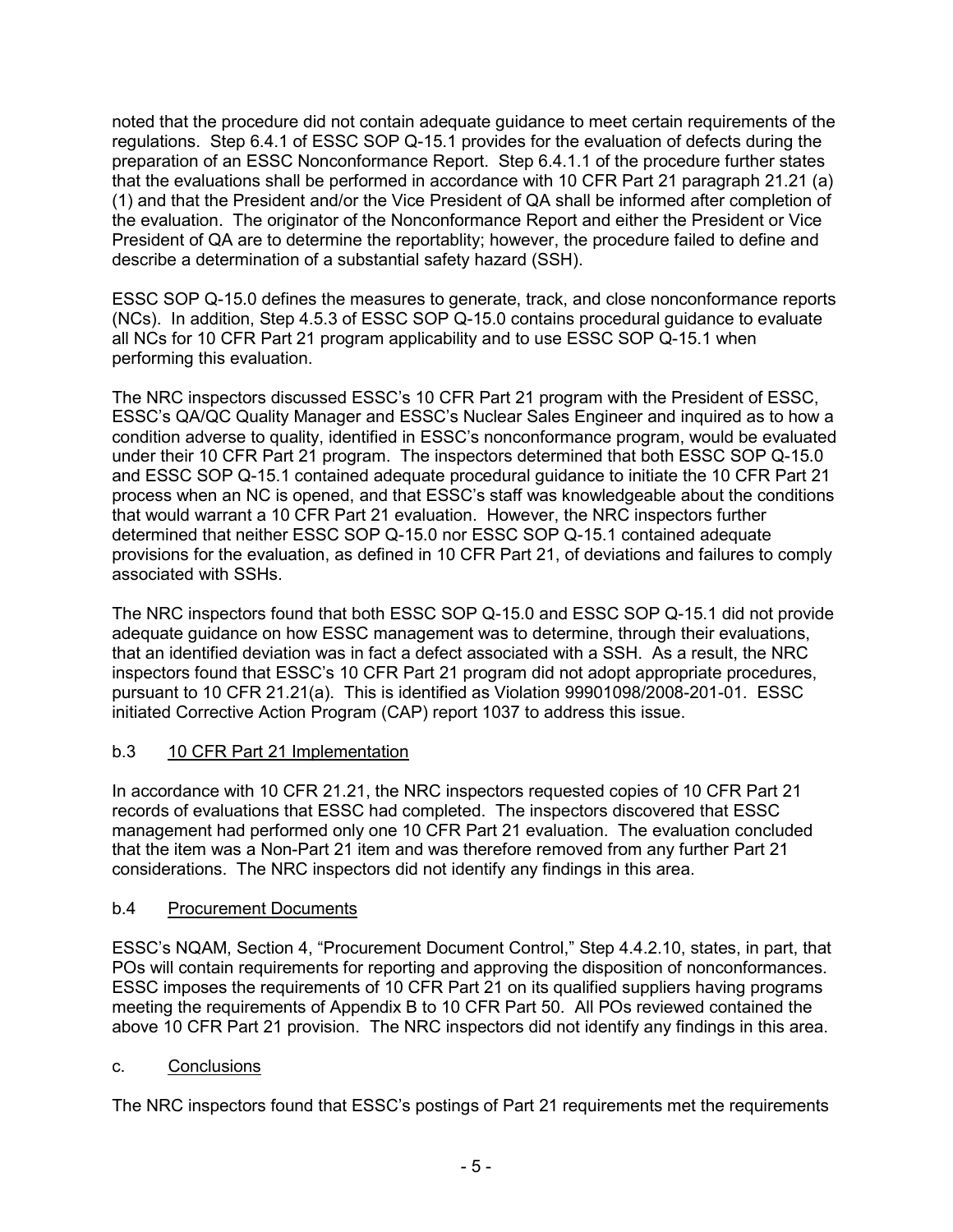noted that the procedure did not contain adequate guidance to meet certain requirements of the regulations. Step 6.4.1 of ESSC SOP Q-15.1 provides for the evaluation of defects during the preparation of an ESSC Nonconformance Report. Step 6.4.1.1 of the procedure further states that the evaluations shall be performed in accordance with 10 CFR Part 21 paragraph 21.21 (a) (1) and that the President and/or the Vice President of QA shall be informed after completion of the evaluation. The originator of the Nonconformance Report and either the President or Vice President of QA are to determine the reportablity; however, the procedure failed to define and describe a determination of a substantial safety hazard (SSH).

ESSC SOP Q-15.0 defines the measures to generate, track, and close nonconformance reports (NCs). In addition, Step 4.5.3 of ESSC SOP Q-15.0 contains procedural guidance to evaluate all NCs for 10 CFR Part 21 program applicability and to use ESSC SOP Q-15.1 when performing this evaluation.

The NRC inspectors discussed ESSC's 10 CFR Part 21 program with the President of ESSC, ESSC's QA/QC Quality Manager and ESSC's Nuclear Sales Engineer and inquired as to how a condition adverse to quality, identified in ESSC's nonconformance program, would be evaluated under their 10 CFR Part 21 program. The inspectors determined that both ESSC SOP Q-15.0 and ESSC SOP Q-15.1 contained adequate procedural guidance to initiate the 10 CFR Part 21 process when an NC is opened, and that ESSC's staff was knowledgeable about the conditions that would warrant a 10 CFR Part 21 evaluation. However, the NRC inspectors further determined that neither ESSC SOP Q-15.0 nor ESSC SOP Q-15.1 contained adequate provisions for the evaluation, as defined in 10 CFR Part 21, of deviations and failures to comply associated with SSHs.

The NRC inspectors found that both ESSC SOP Q-15.0 and ESSC SOP Q-15.1 did not provide adequate guidance on how ESSC management was to determine, through their evaluations, that an identified deviation was in fact a defect associated with a SSH. As a result, the NRC inspectors found that ESSC's 10 CFR Part 21 program did not adopt appropriate procedures, pursuant to 10 CFR 21.21(a). This is identified as Violation 99901098/2008-201-01. ESSC initiated Corrective Action Program (CAP) report 1037 to address this issue.

b.3 10 CFR Part 21 Implementation

In accordance with 10 CFR 21.21, the NRC inspectors requested copies of 10 CFR Part 21 records of evaluations that ESSC had completed. The inspectors discovered that ESSC management had performed only one 10 CFR Part 21 evaluation. The evaluation concluded that the item was a Non-Part 21 item and was therefore removed from any further Part 21 considerations. The NRC inspectors did not identify any findings in this area.

b.4 Procurement Documents

ESSC's NQAM, Section 4, "Procurement Document Control," Step 4.4.2.10, states, in part, that POs will contain requirements for reporting and approving the disposition of nonconformances. ESSC imposes the requirements of 10 CFR Part 21 on its qualified suppliers having programs meeting the requirements of Appendix B to 10 CFR Part 50. All POs reviewed contained the above 10 CFR Part 21 provision. The NRC inspectors did not identify any findings in this area.

c. Conclusions

The NRC inspectors found that ESSC's postings of Part 21 requirements met the requirements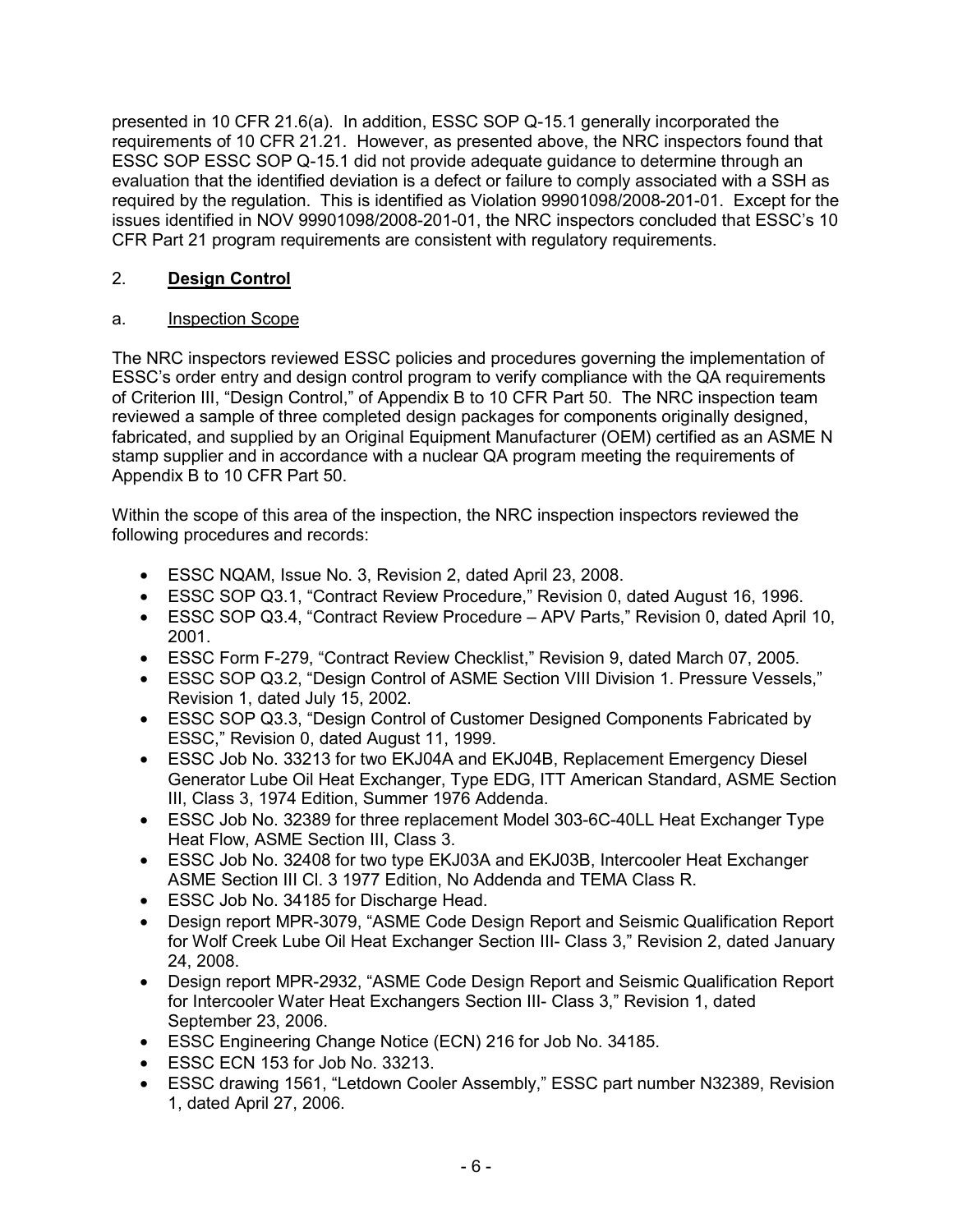presented in 10 CFR 21.6(a). In addition, ESSC SOP Q-15.1 generally incorporated the requirements of 10 CFR 21.21. However, as presented above, the NRC inspectors found that ESSC SOP ESSC SOP Q-15.1 did not provide adequate guidance to determine through an evaluation that the identified deviation is a defect or failure to comply associated with a SSH as required by the regulation. This is identified as Violation 99901098/2008-201-01. Except for the issues identified in NOV 99901098/2008-201-01, the NRC inspectors concluded that ESSC's 10 CFR Part 21 program requirements are consistent with regulatory requirements.

## 2. **Design Control**

### a. Inspection Scope

The NRC inspectors reviewed ESSC policies and procedures governing the implementation of ESSC's order entry and design control program to verify compliance with the QA requirements of Criterion III, "Design Control," of Appendix B to 10 CFR Part 50. The NRC inspection team reviewed a sample of three completed design packages for components originally designed, fabricated, and supplied by an Original Equipment Manufacturer (OEM) certified as an ASME N stamp supplier and in accordance with a nuclear QA program meeting the requirements of Appendix B to 10 CFR Part 50.

Within the scope of this area of the inspection, the NRC inspection inspectors reviewed the following procedures and records:

- ESSC NQAM, Issue No. 3, Revision 2, dated April 23, 2008.
- ESSC SOP Q3.1, "Contract Review Procedure," Revision 0, dated August 16, 1996.
- ESSC SOP Q3.4, "Contract Review Procedure – APV Parts," Revision 0, dated April 10, 2001.
- ESSC Form F-279, "Contract Review Checklist," Revision 9, dated March 07, 2005.
- ESSC SOP Q3.2, "Design Control of ASME Section VIII Division 1. Pressure Vessels," Revision 1, dated July 15, 2002.
- ESSC SOP Q3.3, "Design Control of Customer Designed Components Fabricated by ESSC," Revision 0, dated August 11, 1999.
- ESSC Job No. 33213 for two EKJ04A and EKJ04B, Replacement Emergency Diesel Generator Lube Oil Heat Exchanger, Type EDG, ITT American Standard, ASME Section III, Class 3, 1974 Edition, Summer 1976 Addenda.
- ESSC Job No. 32389 for three replacement Model 303-6C-40LL Heat Exchanger Type Heat Flow, ASME Section III, Class 3.
- ESSC Job No. 32408 for two type EKJ03A and EKJ03B, Intercooler Heat Exchanger ASME Section III Cl. 3 1977 Edition, No Addenda and TEMA Class R.
- ESSC Job No. 34185 for Discharge Head.
- Design report MPR-3079, "ASME Code Design Report and Seismic Qualification Report for Wolf Creek Lube Oil Heat Exchanger Section III- Class 3," Revision 2, dated January 24, 2008.
- Design report MPR-2932, "ASME Code Design Report and Seismic Qualification Report for Intercooler Water Heat Exchangers Section III- Class 3," Revision 1, dated September 23, 2006.
- ESSC Engineering Change Notice (ECN) 216 for Job No. 34185.
- ESSC ECN 153 for Job No. 33213.
- ESSC drawing 1561, "Letdown Cooler Assembly," ESSC part number N32389, Revision 1, dated April 27, 2006.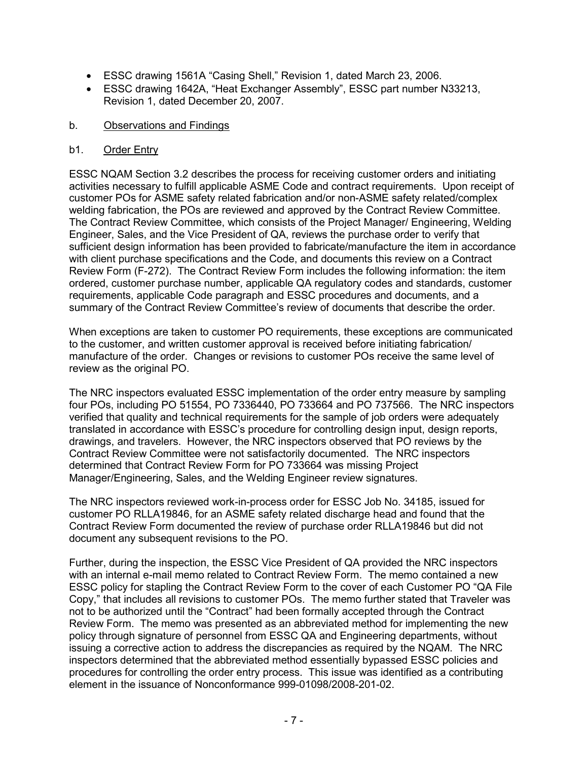- ESSC drawing 1561A "Casing Shell," Revision 1, dated March 23, 2006.
- ESSC drawing 1642A, "Heat Exchanger Assembly", ESSC part number N33213, Revision 1, dated December 20, 2007.

b. Observations and Findings

b1. Order Entry

ESSC NQAM Section 3.2 describes the process for receiving customer orders and initiating activities necessary to fulfill applicable ASME Code and contract requirements. Upon receipt of customer POs for ASME safety related fabrication and/or non-ASME safety related/complex welding fabrication, the POs are reviewed and approved by the Contract Review Committee. The Contract Review Committee, which consists of the Project Manager/ Engineering, Welding Engineer, Sales, and the Vice President of QA, reviews the purchase order to verify that sufficient design information has been provided to fabricate/manufacture the item in accordance with client purchase specifications and the Code, and documents this review on a Contract Review Form (F-272). The Contract Review Form includes the following information: the item ordered, customer purchase number, applicable QA regulatory codes and standards, customer requirements, applicable Code paragraph and ESSC procedures and documents, and a summary of the Contract Review Committee's review of documents that describe the order.

When exceptions are taken to customer PO requirements, these exceptions are communicated to the customer, and written customer approval is received before initiating fabrication/ manufacture of the order. Changes or revisions to customer POs receive the same level of review as the original PO.

The NRC inspectors evaluated ESSC implementation of the order entry measure by sampling four POs, including PO 51554, PO 7336440, PO 733664 and PO 737566. The NRC inspectors verified that quality and technical requirements for the sample of job orders were adequately translated in accordance with ESSC's procedure for controlling design input, design reports, drawings, and travelers. However, the NRC inspectors observed that PO reviews by the Contract Review Committee were not satisfactorily documented. The NRC inspectors determined that Contract Review Form for PO 733664 was missing Project Manager/Engineering, Sales, and the Welding Engineer review signatures.

The NRC inspectors reviewed work-in-process order for ESSC Job No. 34185, issued for customer PO RLLA19846, for an ASME safety related discharge head and found that the Contract Review Form documented the review of purchase order RLLA19846 but did not document any subsequent revisions to the PO.

Further, during the inspection, the ESSC Vice President of QA provided the NRC inspectors with an internal e-mail memo related to Contract Review Form. The memo contained a new ESSC policy for stapling the Contract Review Form to the cover of each Customer PO "QA File Copy," that includes all revisions to customer POs. The memo further stated that Traveler was not to be authorized until the "Contract" had been formally accepted through the Contract Review Form. The memo was presented as an abbreviated method for implementing the new policy through signature of personnel from ESSC QA and Engineering departments, without issuing a corrective action to address the discrepancies as required by the NQAM. The NRC inspectors determined that the abbreviated method essentially bypassed ESSC policies and procedures for controlling the order entry process. This issue was identified as a contributing element in the issuance of Nonconformance 999-01098/2008-201-02.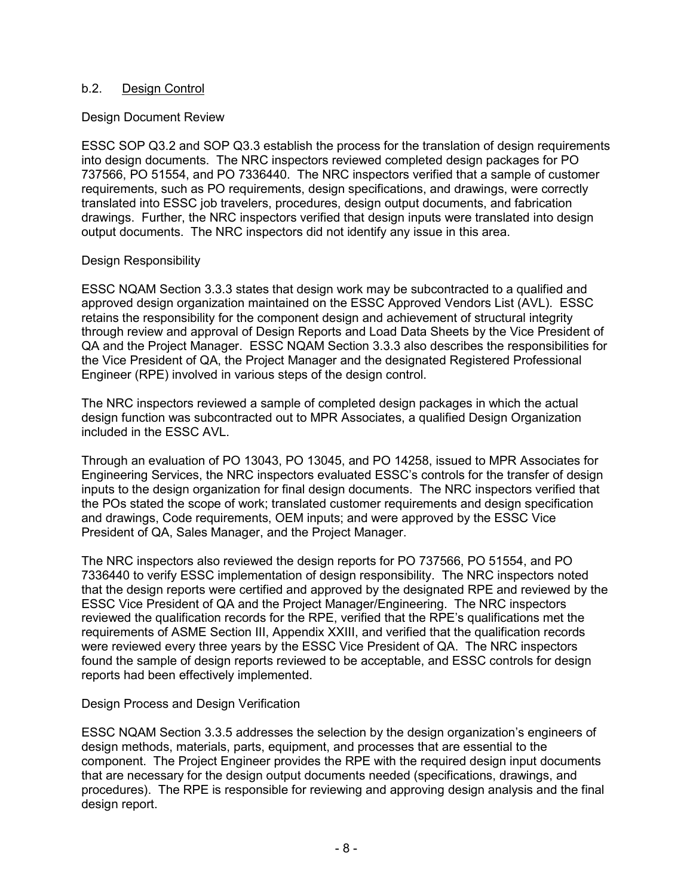b.2. Design Control

Design Document Review

ESSC SOP Q3.2 and SOP Q3.3 establish the process for the translation of design requirements into design documents. The NRC inspectors reviewed completed design packages for PO 737566, PO 51554, and PO 7336440. The NRC inspectors verified that a sample of customer requirements, such as PO requirements, design specifications, and drawings, were correctly translated into ESSC job travelers, procedures, design output documents, and fabrication drawings. Further, the NRC inspectors verified that design inputs were translated into design output documents. The NRC inspectors did not identify any issue in this area.

Design Responsibility

ESSC NQAM Section 3.3.3 states that design work may be subcontracted to a qualified and approved design organization maintained on the ESSC Approved Vendors List (AVL). ESSC retains the responsibility for the component design and achievement of structural integrity through review and approval of Design Reports and Load Data Sheets by the Vice President of QA and the Project Manager. ESSC NQAM Section 3.3.3 also describes the responsibilities for the Vice President of QA, the Project Manager and the designated Registered Professional Engineer (RPE) involved in various steps of the design control.

The NRC inspectors reviewed a sample of completed design packages in which the actual design function was subcontracted out to MPR Associates, a qualified Design Organization included in the ESSC AVL.

Through an evaluation of PO 13043, PO 13045, and PO 14258, issued to MPR Associates for Engineering Services, the NRC inspectors evaluated ESSC's controls for the transfer of design inputs to the design organization for final design documents. The NRC inspectors verified that the POs stated the scope of work; translated customer requirements and design specification and drawings, Code requirements, OEM inputs; and were approved by the ESSC Vice President of QA, Sales Manager, and the Project Manager.

The NRC inspectors also reviewed the design reports for PO 737566, PO 51554, and PO 7336440 to verify ESSC implementation of design responsibility. The NRC inspectors noted that the design reports were certified and approved by the designated RPE and reviewed by the ESSC Vice President of QA and the Project Manager/Engineering. The NRC inspectors reviewed the qualification records for the RPE, verified that the RPE's qualifications met the requirements of ASME Section III, Appendix XXIII, and verified that the qualification records were reviewed every three years by the ESSC Vice President of QA. The NRC inspectors found the sample of design reports reviewed to be acceptable, and ESSC controls for design reports had been effectively implemented.

Design Process and Design Verification

ESSC NQAM Section 3.3.5 addresses the selection by the design organization's engineers of design methods, materials, parts, equipment, and processes that are essential to the component. The Project Engineer provides the RPE with the required design input documents that are necessary for the design output documents needed (specifications, drawings, and procedures). The RPE is responsible for reviewing and approving design analysis and the final design report.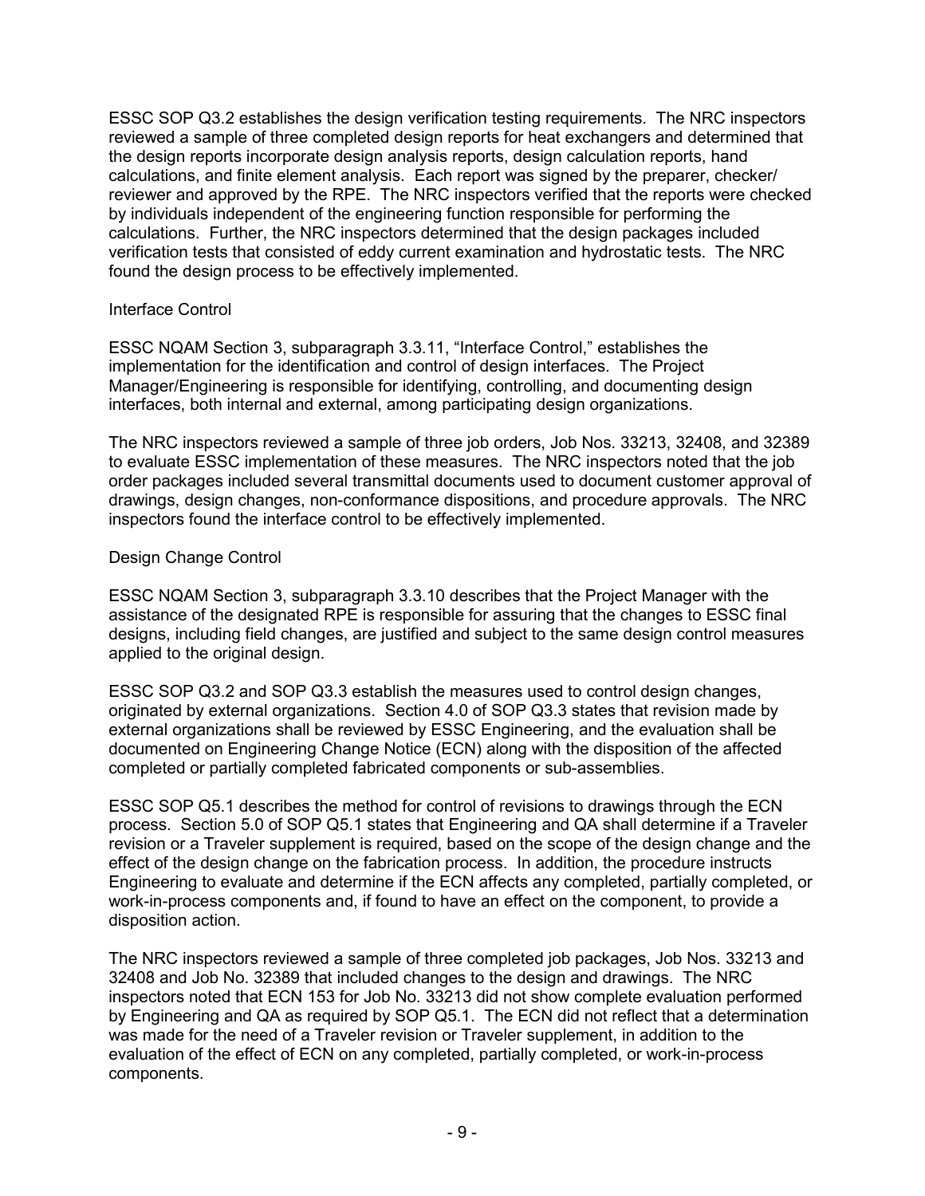ESSC SOP Q3.2 establishes the design verification testing requirements. The NRC inspectors reviewed a sample of three completed design reports for heat exchangers and determined that the design reports incorporate design analysis reports, design calculation reports, hand calculations, and finite element analysis. Each report was signed by the preparer, checker/ reviewer and approved by the RPE. The NRC inspectors verified that the reports were checked by individuals independent of the engineering function responsible for performing the calculations. Further, the NRC inspectors determined that the design packages included verification tests that consisted of eddy current examination and hydrostatic tests. The NRC found the design process to be effectively implemented.

Interface Control

ESSC NQAM Section 3, subparagraph 3.3.11, "Interface Control," establishes the implementation for the identification and control of design interfaces. The Project Manager/Engineering is responsible for identifying, controlling, and documenting design interfaces, both internal and external, among participating design organizations.

The NRC inspectors reviewed a sample of three job orders, Job Nos. 33213, 32408, and 32389 to evaluate ESSC implementation of these measures. The NRC inspectors noted that the job order packages included several transmittal documents used to document customer approval of drawings, design changes, non-conformance dispositions, and procedure approvals. The NRC inspectors found the interface control to be effectively implemented.

Design Change Control

ESSC NQAM Section 3, subparagraph 3.3.10 describes that the Project Manager with the assistance of the designated RPE is responsible for assuring that the changes to ESSC final designs, including field changes, are justified and subject to the same design control measures applied to the original design.

ESSC SOP Q3.2 and SOP Q3.3 establish the measures used to control design changes, originated by external organizations. Section 4.0 of SOP Q3.3 states that revision made by external organizations shall be reviewed by ESSC Engineering, and the evaluation shall be documented on Engineering Change Notice (ECN) along with the disposition of the affected completed or partially completed fabricated components or sub-assemblies.

ESSC SOP Q5.1 describes the method for control of revisions to drawings through the ECN process. Section 5.0 of SOP Q5.1 states that Engineering and QA shall determine if a Traveler revision or a Traveler supplement is required, based on the scope of the design change and the effect of the design change on the fabrication process. In addition, the procedure instructs Engineering to evaluate and determine if the ECN affects any completed, partially completed, or work-in-process components and, if found to have an effect on the component, to provide a disposition action.

The NRC inspectors reviewed a sample of three completed job packages, Job Nos. 33213 and 32408 and Job No. 32389 that included changes to the design and drawings. The NRC inspectors noted that ECN 153 for Job No. 33213 did not show complete evaluation performed by Engineering and QA as required by SOP Q5.1. The ECN did not reflect that a determination was made for the need of a Traveler revision or Traveler supplement, in addition to the evaluation of the effect of ECN on any completed, partially completed, or work-in-process components.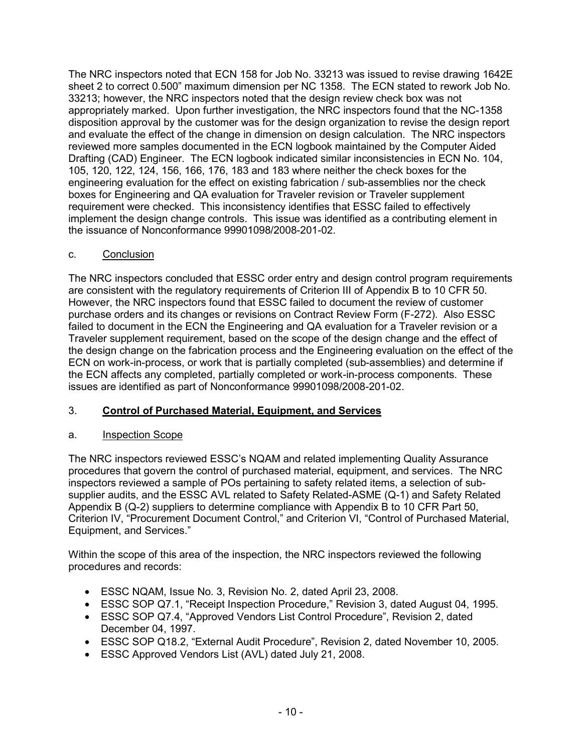The NRC inspectors noted that ECN 158 for Job No. 33213 was issued to revise drawing 1642E sheet 2 to correct 0.500" maximum dimension per NC 1358. The ECN stated to rework Job No. 33213; however, the NRC inspectors noted that the design review check box was not appropriately marked. Upon further investigation, the NRC inspectors found that the NC-1358 disposition approval by the customer was for the design organization to revise the design report and evaluate the effect of the change in dimension on design calculation. The NRC inspectors reviewed more samples documented in the ECN logbook maintained by the Computer Aided Drafting (CAD) Engineer. The ECN logbook indicated similar inconsistencies in ECN No. 104, 105, 120, 122, 124, 156, 166, 176, 183 and 183 where neither the check boxes for the engineering evaluation for the effect on existing fabrication / sub-assemblies nor the check boxes for Engineering and QA evaluation for Traveler revision or Traveler supplement requirement were checked. This inconsistency identifies that ESSC failed to effectively implement the design change controls. This issue was identified as a contributing element in the issuance of Nonconformance 99901098/2008-201-02.

c. Conclusion

The NRC inspectors concluded that ESSC order entry and design control program requirements are consistent with the regulatory requirements of Criterion III of Appendix B to 10 CFR 50. However, the NRC inspectors found that ESSC failed to document the review of customer purchase orders and its changes or revisions on Contract Review Form (F-272). Also ESSC failed to document in the ECN the Engineering and QA evaluation for a Traveler revision or a Traveler supplement requirement, based on the scope of the design change and the effect of the design change on the fabrication process and the Engineering evaluation on the effect of the ECN on work-in-process, or work that is partially completed (sub-assemblies) and determine if the ECN affects any completed, partially completed or work-in-process components. These issues are identified as part of Nonconformance 99901098/2008-201-02.

## 3. **Control of Purchased Material, Equipment, and Services**

a. Inspection Scope

The NRC inspectors reviewed ESSC's NQAM and related implementing Quality Assurance procedures that govern the control of purchased material, equipment, and services. The NRC inspectors reviewed a sample of POs pertaining to safety related items, a selection of sub-supplier audits, and the ESSC AVL related to Safety Related-ASME (Q-1) and Safety Related Appendix B (Q-2) suppliers to determine compliance with Appendix B to 10 CFR Part 50, Criterion IV, "Procurement Document Control," and Criterion VI, "Control of Purchased Material, Equipment, and Services."

Within the scope of this area of the inspection, the NRC inspectors reviewed the following procedures and records:

- ESSC NQAM, Issue No. 3, Revision No. 2, dated April 23, 2008.
- ESSC SOP Q7.1, "Receipt Inspection Procedure," Revision 3, dated August 04, 1995.
- ESSC SOP Q7.4, "Approved Vendors List Control Procedure", Revision 2, dated December 04, 1997.
- ESSC SOP Q18.2, "External Audit Procedure", Revision 2, dated November 10, 2005.
- ESSC Approved Vendors List (AVL) dated July 21, 2008.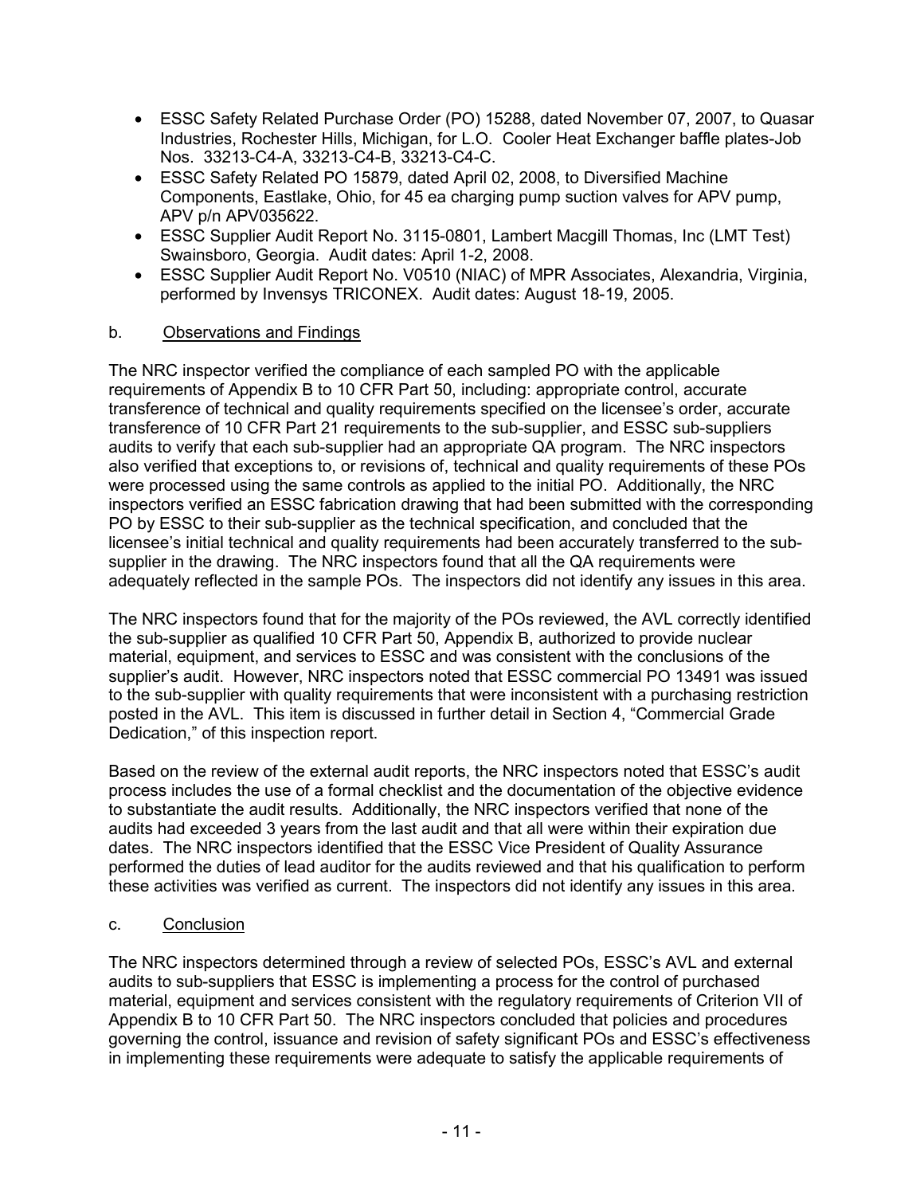- ESSC Safety Related Purchase Order (PO) 15288, dated November 07, 2007, to Quasar Industries, Rochester Hills, Michigan, for L.O. Cooler Heat Exchanger baffle plates-Job Nos. 33213-C4-A, 33213-C4-B, 33213-C4-C.
- ESSC Safety Related PO 15879, dated April 02, 2008, to Diversified Machine Components, Eastlake, Ohio, for 45 ea charging pump suction valves for APV pump, APV p/n APV035622.
- ESSC Supplier Audit Report No. 3115-0801, Lambert Macgill Thomas, Inc (LMT Test) Swainsboro, Georgia. Audit dates: April 1-2, 2008.
- ESSC Supplier Audit Report No. V0510 (NIAC) of MPR Associates, Alexandria, Virginia, performed by Invensys TRICONEX. Audit dates: August 18-19, 2005.

b. Observations and Findings

The NRC inspector verified the compliance of each sampled PO with the applicable requirements of Appendix B to 10 CFR Part 50, including: appropriate control, accurate transference of technical and quality requirements specified on the licensee's order, accurate transference of 10 CFR Part 21 requirements to the sub-supplier, and ESSC sub-suppliers audits to verify that each sub-supplier had an appropriate QA program. The NRC inspectors also verified that exceptions to, or revisions of, technical and quality requirements of these POs were processed using the same controls as applied to the initial PO. Additionally, the NRC inspectors verified an ESSC fabrication drawing that had been submitted with the corresponding PO by ESSC to their sub-supplier as the technical specification, and concluded that the licensee's initial technical and quality requirements had been accurately transferred to the sub-supplier in the drawing. The NRC inspectors found that all the QA requirements were adequately reflected in the sample POs. The inspectors did not identify any issues in this area.

The NRC inspectors found that for the majority of the POs reviewed, the AVL correctly identified the sub-supplier as qualified 10 CFR Part 50, Appendix B, authorized to provide nuclear material, equipment, and services to ESSC and was consistent with the conclusions of the supplier's audit. However, NRC inspectors noted that ESSC commercial PO 13491 was issued to the sub-supplier with quality requirements that were inconsistent with a purchasing restriction posted in the AVL. This item is discussed in further detail in Section 4, "Commercial Grade Dedication," of this inspection report.

Based on the review of the external audit reports, the NRC inspectors noted that ESSC's audit process includes the use of a formal checklist and the documentation of the objective evidence to substantiate the audit results. Additionally, the NRC inspectors verified that none of the audits had exceeded 3 years from the last audit and that all were within their expiration due dates. The NRC inspectors identified that the ESSC Vice President of Quality Assurance performed the duties of lead auditor for the audits reviewed and that his qualification to perform these activities was verified as current. The inspectors did not identify any issues in this area.

c. Conclusion

The NRC inspectors determined through a review of selected POs, ESSC's AVL and external audits to sub-suppliers that ESSC is implementing a process for the control of purchased material, equipment and services consistent with the regulatory requirements of Criterion VII of Appendix B to 10 CFR Part 50. The NRC inspectors concluded that policies and procedures governing the control, issuance and revision of safety significant POs and ESSC's effectiveness in implementing these requirements were adequate to satisfy the applicable requirements of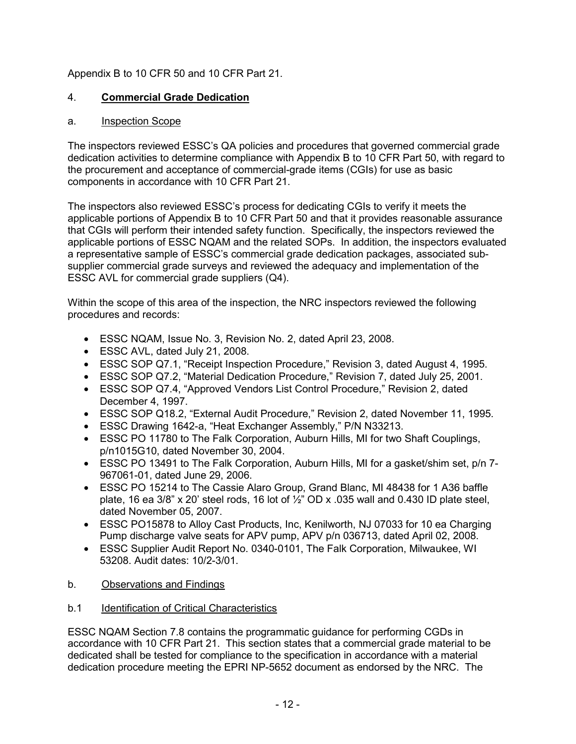Appendix B to 10 CFR 50 and 10 CFR Part 21.

## 4. **Commercial Grade Dedication**

### a. Inspection Scope

The inspectors reviewed ESSC's QA policies and procedures that governed commercial grade dedication activities to determine compliance with Appendix B to 10 CFR Part 50, with regard to the procurement and acceptance of commercial-grade items (CGIs) for use as basic components in accordance with 10 CFR Part 21.

The inspectors also reviewed ESSC's process for dedicating CGIs to verify it meets the applicable portions of Appendix B to 10 CFR Part 50 and that it provides reasonable assurance that CGIs will perform their intended safety function. Specifically, the inspectors reviewed the applicable portions of ESSC NQAM and the related SOPs. In addition, the inspectors evaluated a representative sample of ESSC's commercial grade dedication packages, associated sub-supplier commercial grade surveys and reviewed the adequacy and implementation of the ESSC AVL for commercial grade suppliers (Q4).

Within the scope of this area of the inspection, the NRC inspectors reviewed the following procedures and records:

- ESSC NQAM, Issue No. 3, Revision No. 2, dated April 23, 2008.
- ESSC AVL, dated July 21, 2008.
- ESSC SOP Q7.1, "Receipt Inspection Procedure," Revision 3, dated August 4, 1995.
- ESSC SOP Q7.2, "Material Dedication Procedure," Revision 7, dated July 25, 2001.
- ESSC SOP Q7.4, "Approved Vendors List Control Procedure," Revision 2, dated December 4, 1997.
- ESSC SOP Q18.2, "External Audit Procedure," Revision 2, dated November 11, 1995.
- ESSC Drawing 1642-a, "Heat Exchanger Assembly," P/N N33213.
- ESSC PO 11780 to The Falk Corporation, Auburn Hills, MI for two Shaft Couplings, p/n1015G10, dated November 30, 2004.
- ESSC PO 13491 to The Falk Corporation, Auburn Hills, MI for a gasket/shim set, p/n 7-967061-01, dated June 29, 2006.
- ESSC PO 15214 to The Cassie Alaro Group, Grand Blanc, MI 48438 for 1 A36 baffle plate, 16 ea 3/8" x 20' steel rods, 16 lot of ½" OD x .035 wall and 0.430 ID plate steel, dated November 05, 2007.
- ESSC PO15878 to Alloy Cast Products, Inc, Kenilworth, NJ 07033 for 10 ea Charging Pump discharge valve seats for APV pump, APV p/n 036713, dated April 02, 2008.
- ESSC Supplier Audit Report No. 0340-0101, The Falk Corporation, Milwaukee, WI 53208. Audit dates: 10/2-3/01.

### b. Observations and Findings

#### b.1 Identification of Critical Characteristics

ESSC NQAM Section 7.8 contains the programmatic guidance for performing CGDs in accordance with 10 CFR Part 21. This section states that a commercial grade material to be dedicated shall be tested for compliance to the specification in accordance with a material dedication procedure meeting the EPRI NP-5652 document as endorsed by the NRC. The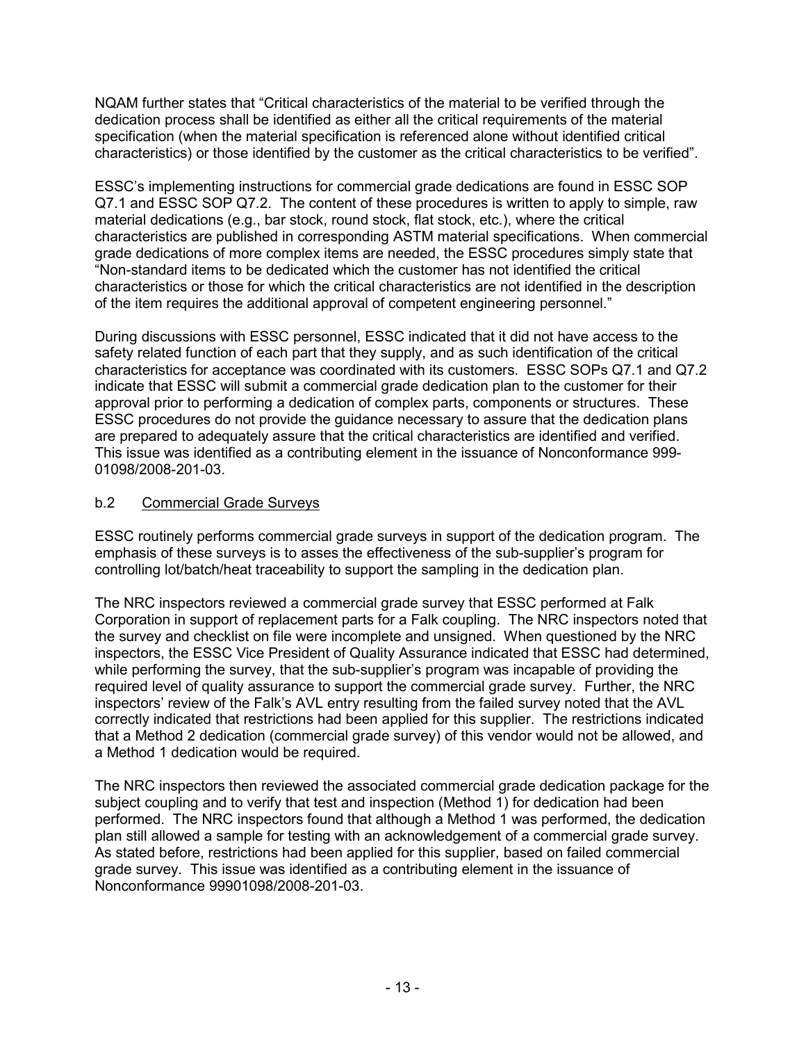NQAM further states that "Critical characteristics of the material to be verified through the dedication process shall be identified as either all the critical requirements of the material specification (when the material specification is referenced alone without identified critical characteristics) or those identified by the customer as the critical characteristics to be verified".

ESSC's implementing instructions for commercial grade dedications are found in ESSC SOP Q7.1 and ESSC SOP Q7.2. The content of these procedures is written to apply to simple, raw material dedications (e.g., bar stock, round stock, flat stock, etc.), where the critical characteristics are published in corresponding ASTM material specifications. When commercial grade dedications of more complex items are needed, the ESSC procedures simply state that "Non-standard items to be dedicated which the customer has not identified the critical characteristics or those for which the critical characteristics are not identified in the description of the item requires the additional approval of competent engineering personnel."

During discussions with ESSC personnel, ESSC indicated that it did not have access to the safety related function of each part that they supply, and as such identification of the critical characteristics for acceptance was coordinated with its customers. ESSC SOPs Q7.1 and Q7.2 indicate that ESSC will submit a commercial grade dedication plan to the customer for their approval prior to performing a dedication of complex parts, components or structures. These ESSC procedures do not provide the guidance necessary to assure that the dedication plans are prepared to adequately assure that the critical characteristics are identified and verified. This issue was identified as a contributing element in the issuance of Nonconformance 999-01098/2008-201-03.

b.2 Commercial Grade Surveys

ESSC routinely performs commercial grade surveys in support of the dedication program. The emphasis of these surveys is to asses the effectiveness of the sub-supplier's program for controlling lot/batch/heat traceability to support the sampling in the dedication plan.

The NRC inspectors reviewed a commercial grade survey that ESSC performed at Falk Corporation in support of replacement parts for a Falk coupling. The NRC inspectors noted that the survey and checklist on file were incomplete and unsigned. When questioned by the NRC inspectors, the ESSC Vice President of Quality Assurance indicated that ESSC had determined, while performing the survey, that the sub-supplier's program was incapable of providing the required level of quality assurance to support the commercial grade survey. Further, the NRC inspectors' review of the Falk's AVL entry resulting from the failed survey noted that the AVL correctly indicated that restrictions had been applied for this supplier. The restrictions indicated that a Method 2 dedication (commercial grade survey) of this vendor would not be allowed, and a Method 1 dedication would be required.

The NRC inspectors then reviewed the associated commercial grade dedication package for the subject coupling and to verify that test and inspection (Method 1) for dedication had been performed. The NRC inspectors found that although a Method 1 was performed, the dedication plan still allowed a sample for testing with an acknowledgement of a commercial grade survey. As stated before, restrictions had been applied for this supplier, based on failed commercial grade survey. This issue was identified as a contributing element in the issuance of Nonconformance 99901098/2008-201-03.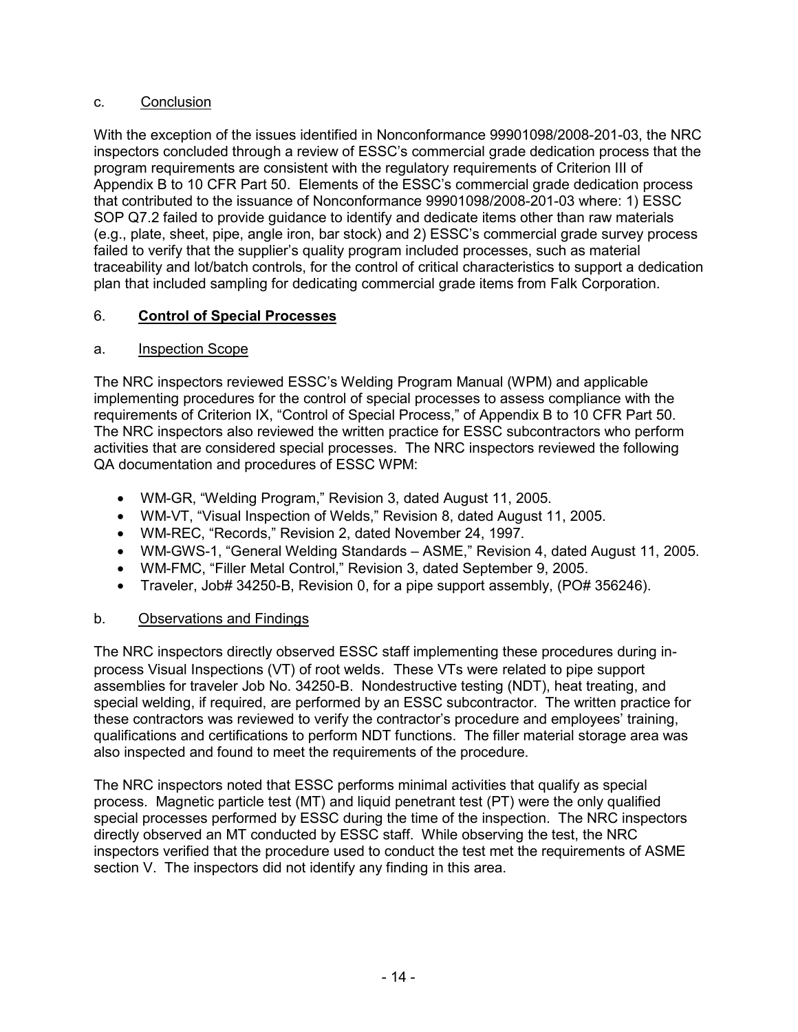c. Conclusion

With the exception of the issues identified in Nonconformance 99901098/2008-201-03, the NRC inspectors concluded through a review of ESSC's commercial grade dedication process that the program requirements are consistent with the regulatory requirements of Criterion III of Appendix B to 10 CFR Part 50. Elements of the ESSC's commercial grade dedication process that contributed to the issuance of Nonconformance 99901098/2008-201-03 where: 1) ESSC SOP Q7.2 failed to provide guidance to identify and dedicate items other than raw materials (e.g., plate, sheet, pipe, angle iron, bar stock) and 2) ESSC's commercial grade survey process failed to verify that the supplier's quality program included processes, such as material traceability and lot/batch controls, for the control of critical characteristics to support a dedication plan that included sampling for dedicating commercial grade items from Falk Corporation.

## 6. **Control of Special Processes**

a. Inspection Scope

The NRC inspectors reviewed ESSC's Welding Program Manual (WPM) and applicable implementing procedures for the control of special processes to assess compliance with the requirements of Criterion IX, "Control of Special Process," of Appendix B to 10 CFR Part 50. The NRC inspectors also reviewed the written practice for ESSC subcontractors who perform activities that are considered special processes. The NRC inspectors reviewed the following QA documentation and procedures of ESSC WPM:

- WM-GR, "Welding Program," Revision 3, dated August 11, 2005.
- WM-VT, "Visual Inspection of Welds," Revision 8, dated August 11, 2005.
- WM-REC, "Records," Revision 2, dated November 24, 1997.
- WM-GWS-1, "General Welding Standards – ASME," Revision 4, dated August 11, 2005.
- WM-FMC, "Filler Metal Control," Revision 3, dated September 9, 2005.
- Traveler, Job# 34250-B, Revision 0, for a pipe support assembly, (PO# 356246).

b. Observations and Findings

The NRC inspectors directly observed ESSC staff implementing these procedures during in-process Visual Inspections (VT) of root welds. These VTs were related to pipe support assemblies for traveler Job No. 34250-B. Nondestructive testing (NDT), heat treating, and special welding, if required, are performed by an ESSC subcontractor. The written practice for these contractors was reviewed to verify the contractor's procedure and employees' training, qualifications and certifications to perform NDT functions. The filler material storage area was also inspected and found to meet the requirements of the procedure.

The NRC inspectors noted that ESSC performs minimal activities that qualify as special process. Magnetic particle test (MT) and liquid penetrant test (PT) were the only qualified special processes performed by ESSC during the time of the inspection. The NRC inspectors directly observed an MT conducted by ESSC staff. While observing the test, the NRC inspectors verified that the procedure used to conduct the test met the requirements of ASME section V. The inspectors did not identify any finding in this area.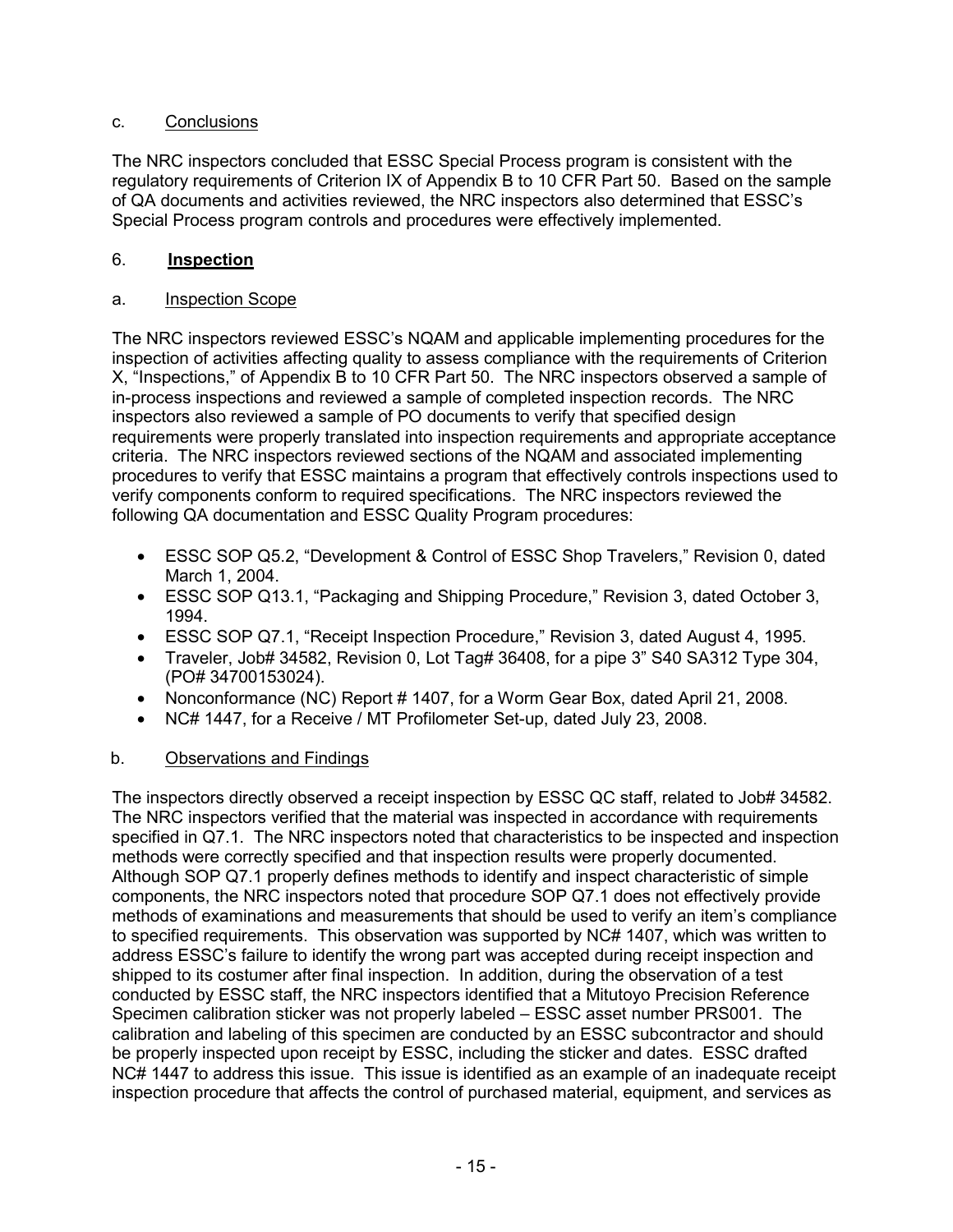c. Conclusions

The NRC inspectors concluded that ESSC Special Process program is consistent with the regulatory requirements of Criterion IX of Appendix B to 10 CFR Part 50. Based on the sample of QA documents and activities reviewed, the NRC inspectors also determined that ESSC's Special Process program controls and procedures were effectively implemented.

## 6. **Inspection**

a. Inspection Scope

The NRC inspectors reviewed ESSC's NQAM and applicable implementing procedures for the inspection of activities affecting quality to assess compliance with the requirements of Criterion X, "Inspections," of Appendix B to 10 CFR Part 50. The NRC inspectors observed a sample of in-process inspections and reviewed a sample of completed inspection records. The NRC inspectors also reviewed a sample of PO documents to verify that specified design requirements were properly translated into inspection requirements and appropriate acceptance criteria. The NRC inspectors reviewed sections of the NQAM and associated implementing procedures to verify that ESSC maintains a program that effectively controls inspections used to verify components conform to required specifications. The NRC inspectors reviewed the following QA documentation and ESSC Quality Program procedures:

- ESSC SOP Q5.2, "Development & Control of ESSC Shop Travelers," Revision 0, dated March 1, 2004.
- ESSC SOP Q13.1, "Packaging and Shipping Procedure," Revision 3, dated October 3, 1994.
- ESSC SOP Q7.1, "Receipt Inspection Procedure," Revision 3, dated August 4, 1995.
- Traveler, Job# 34582, Revision 0, Lot Tag# 36408, for a pipe 3" S40 SA312 Type 304, (PO# 34700153024).
- Nonconformance (NC) Report # 1407, for a Worm Gear Box, dated April 21, 2008.
- NC# 1447, for a Receive / MT Profilometer Set-up, dated July 23, 2008.

b. Observations and Findings

The inspectors directly observed a receipt inspection by ESSC QC staff, related to Job# 34582. The NRC inspectors verified that the material was inspected in accordance with requirements specified in Q7.1. The NRC inspectors noted that characteristics to be inspected and inspection methods were correctly specified and that inspection results were properly documented. Although SOP Q7.1 properly defines methods to identify and inspect characteristic of simple components, the NRC inspectors noted that procedure SOP Q7.1 does not effectively provide methods of examinations and measurements that should be used to verify an item's compliance to specified requirements. This observation was supported by NC# 1407, which was written to address ESSC's failure to identify the wrong part was accepted during receipt inspection and shipped to its costumer after final inspection. In addition, during the observation of a test conducted by ESSC staff, the NRC inspectors identified that a Mitutoyo Precision Reference Specimen calibration sticker was not properly labeled – ESSC asset number PRS001. The calibration and labeling of this specimen are conducted by an ESSC subcontractor and should be properly inspected upon receipt by ESSC, including the sticker and dates. ESSC drafted NC# 1447 to address this issue. This issue is identified as an example of an inadequate receipt inspection procedure that affects the control of purchased material, equipment, and services as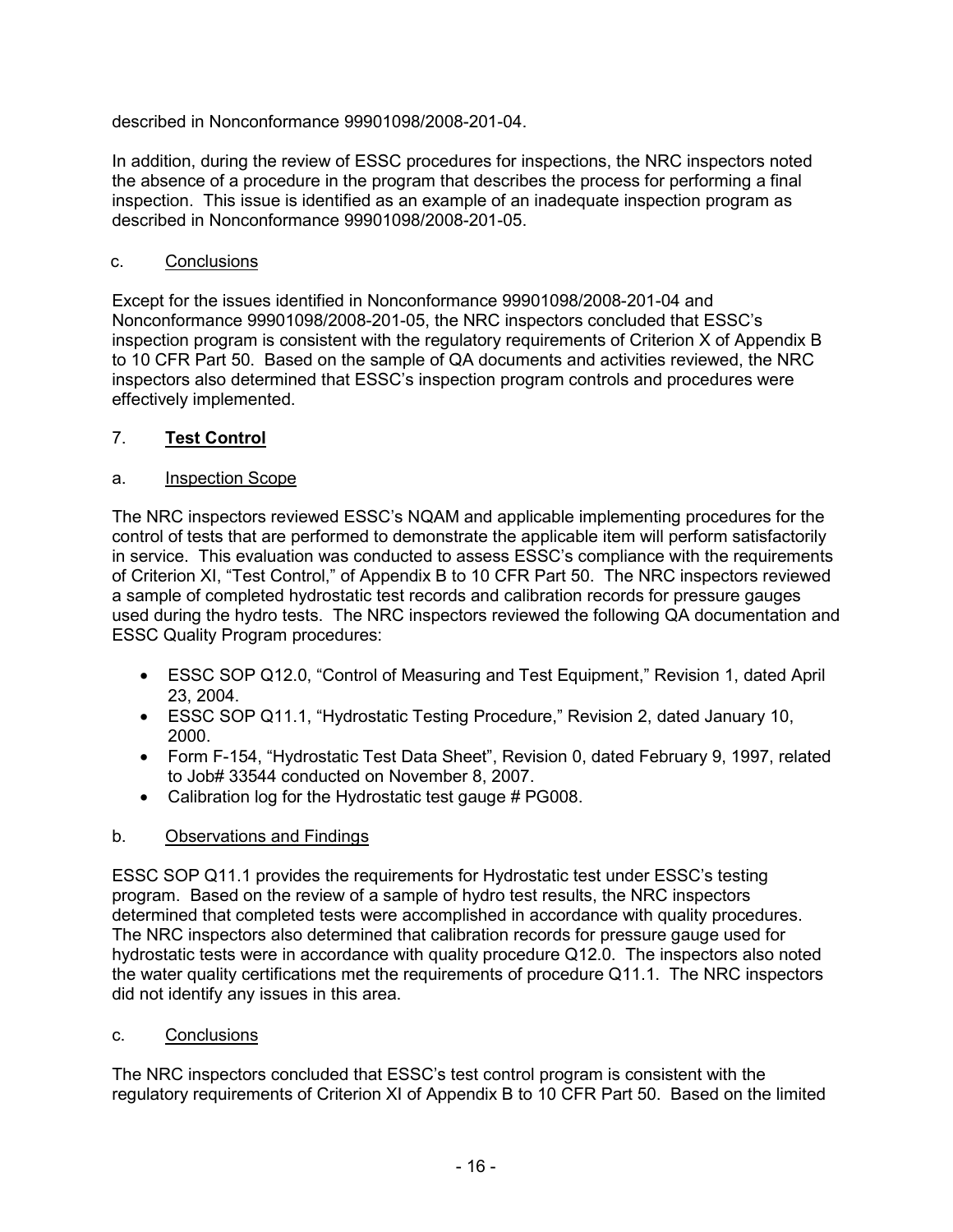described in Nonconformance 99901098/2008-201-04.

In addition, during the review of ESSC procedures for inspections, the NRC inspectors noted the absence of a procedure in the program that describes the process for performing a final inspection. This issue is identified as an example of an inadequate inspection program as described in Nonconformance 99901098/2008-201-05.

c. Conclusions

Except for the issues identified in Nonconformance 99901098/2008-201-04 and Nonconformance 99901098/2008-201-05, the NRC inspectors concluded that ESSC's inspection program is consistent with the regulatory requirements of Criterion X of Appendix B to 10 CFR Part 50. Based on the sample of QA documents and activities reviewed, the NRC inspectors also determined that ESSC's inspection program controls and procedures were effectively implemented.

## 7. **Test Control**

a. Inspection Scope

The NRC inspectors reviewed ESSC's NQAM and applicable implementing procedures for the control of tests that are performed to demonstrate the applicable item will perform satisfactorily in service. This evaluation was conducted to assess ESSC's compliance with the requirements of Criterion XI, "Test Control," of Appendix B to 10 CFR Part 50. The NRC inspectors reviewed a sample of completed hydrostatic test records and calibration records for pressure gauges used during the hydro tests. The NRC inspectors reviewed the following QA documentation and ESSC Quality Program procedures:

- ESSC SOP Q12.0, "Control of Measuring and Test Equipment," Revision 1, dated April 23, 2004.
- ESSC SOP Q11.1, "Hydrostatic Testing Procedure," Revision 2, dated January 10, 2000.
- Form F-154, "Hydrostatic Test Data Sheet", Revision 0, dated February 9, 1997, related to Job# 33544 conducted on November 8, 2007.
- Calibration log for the Hydrostatic test gauge # PG008.

b. Observations and Findings

ESSC SOP Q11.1 provides the requirements for Hydrostatic test under ESSC's testing program. Based on the review of a sample of hydro test results, the NRC inspectors determined that completed tests were accomplished in accordance with quality procedures. The NRC inspectors also determined that calibration records for pressure gauge used for hydrostatic tests were in accordance with quality procedure Q12.0. The inspectors also noted the water quality certifications met the requirements of procedure Q11.1. The NRC inspectors did not identify any issues in this area.

c. Conclusions

The NRC inspectors concluded that ESSC's test control program is consistent with the regulatory requirements of Criterion XI of Appendix B to 10 CFR Part 50. Based on the limited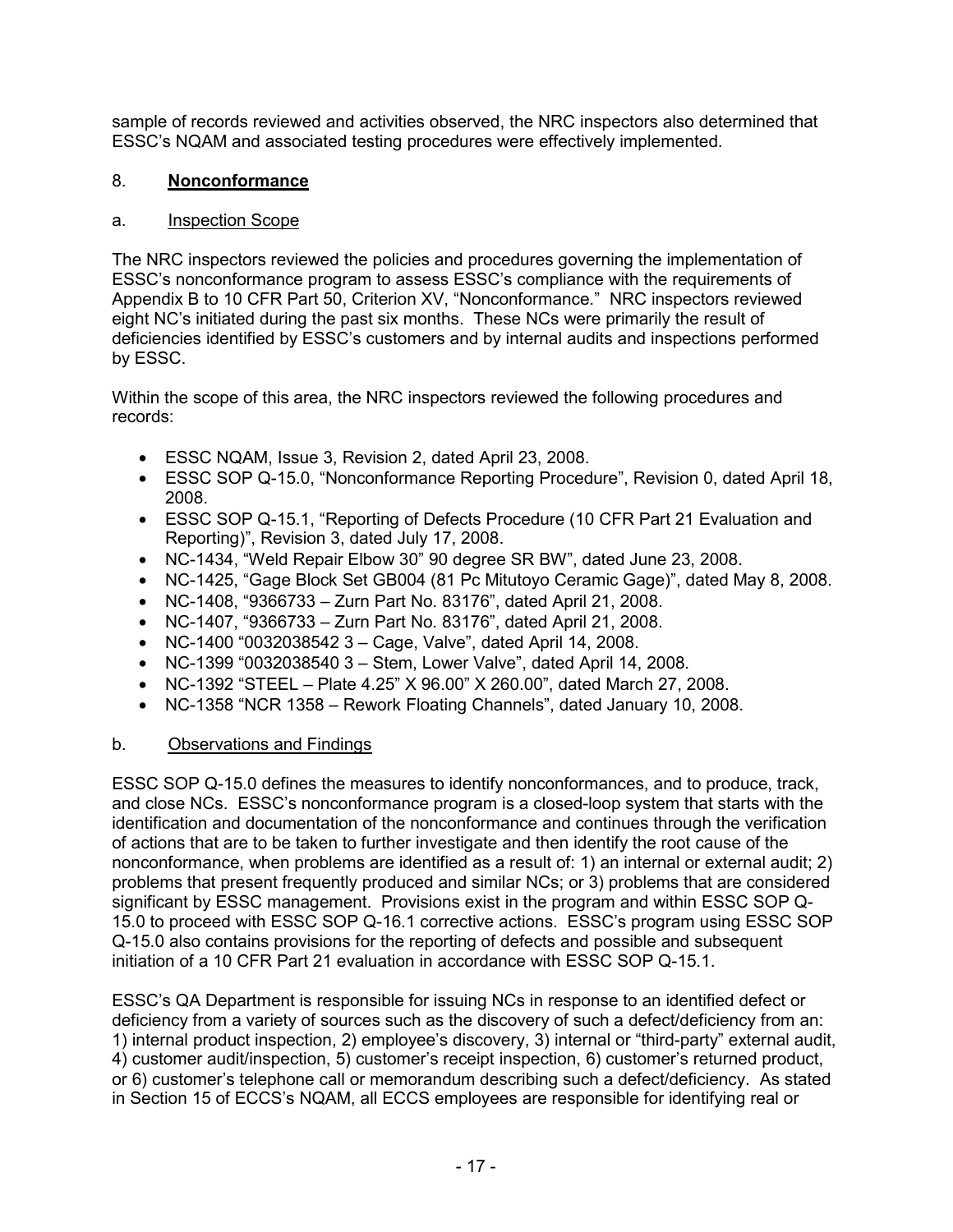sample of records reviewed and activities observed, the NRC inspectors also determined that ESSC's NQAM and associated testing procedures were effectively implemented.

## 8. **Nonconformance**

### a. Inspection Scope

The NRC inspectors reviewed the policies and procedures governing the implementation of ESSC's nonconformance program to assess ESSC's compliance with the requirements of Appendix B to 10 CFR Part 50, Criterion XV, "Nonconformance." NRC inspectors reviewed eight NC's initiated during the past six months. These NCs were primarily the result of deficiencies identified by ESSC's customers and by internal audits and inspections performed by ESSC.

Within the scope of this area, the NRC inspectors reviewed the following procedures and records:

- ESSC NQAM, Issue 3, Revision 2, dated April 23, 2008.
- ESSC SOP Q-15.0, "Nonconformance Reporting Procedure", Revision 0, dated April 18, 2008.
- ESSC SOP Q-15.1, "Reporting of Defects Procedure (10 CFR Part 21 Evaluation and Reporting)", Revision 3, dated July 17, 2008.
- NC-1434, "Weld Repair Elbow 30" 90 degree SR BW", dated June 23, 2008.
- NC-1425, "Gage Block Set GB004 (81 Pc Mitutoyo Ceramic Gage)", dated May 8, 2008.
- NC-1408, "9366733 – Zurn Part No. 83176", dated April 21, 2008.
- NC-1407, "9366733 – Zurn Part No. 83176", dated April 21, 2008.
- NC-1400 "0032038542 3 – Cage, Valve", dated April 14, 2008.
- NC-1399 "0032038540 3 – Stem, Lower Valve", dated April 14, 2008.
- NC-1392 "STEEL – Plate 4.25" X 96.00" X 260.00", dated March 27, 2008.
- NC-1358 "NCR 1358 – Rework Floating Channels", dated January 10, 2008.

### b. Observations and Findings

ESSC SOP Q-15.0 defines the measures to identify nonconformances, and to produce, track, and close NCs. ESSC's nonconformance program is a closed-loop system that starts with the identification and documentation of the nonconformance and continues through the verification of actions that are to be taken to further investigate and then identify the root cause of the nonconformance, when problems are identified as a result of: 1) an internal or external audit; 2) problems that present frequently produced and similar NCs; or 3) problems that are considered significant by ESSC management. Provisions exist in the program and within ESSC SOP Q-15.0 to proceed with ESSC SOP Q-16.1 corrective actions. ESSC's program using ESSC SOP Q-15.0 also contains provisions for the reporting of defects and possible and subsequent initiation of a 10 CFR Part 21 evaluation in accordance with ESSC SOP Q-15.1.

ESSC's QA Department is responsible for issuing NCs in response to an identified defect or deficiency from a variety of sources such as the discovery of such a defect/deficiency from an: 1) internal product inspection, 2) employee's discovery, 3) internal or "third-party" external audit, 4) customer audit/inspection, 5) customer's receipt inspection, 6) customer's returned product, or 6) customer's telephone call or memorandum describing such a defect/deficiency. As stated in Section 15 of ECCS's NQAM, all ECCS employees are responsible for identifying real or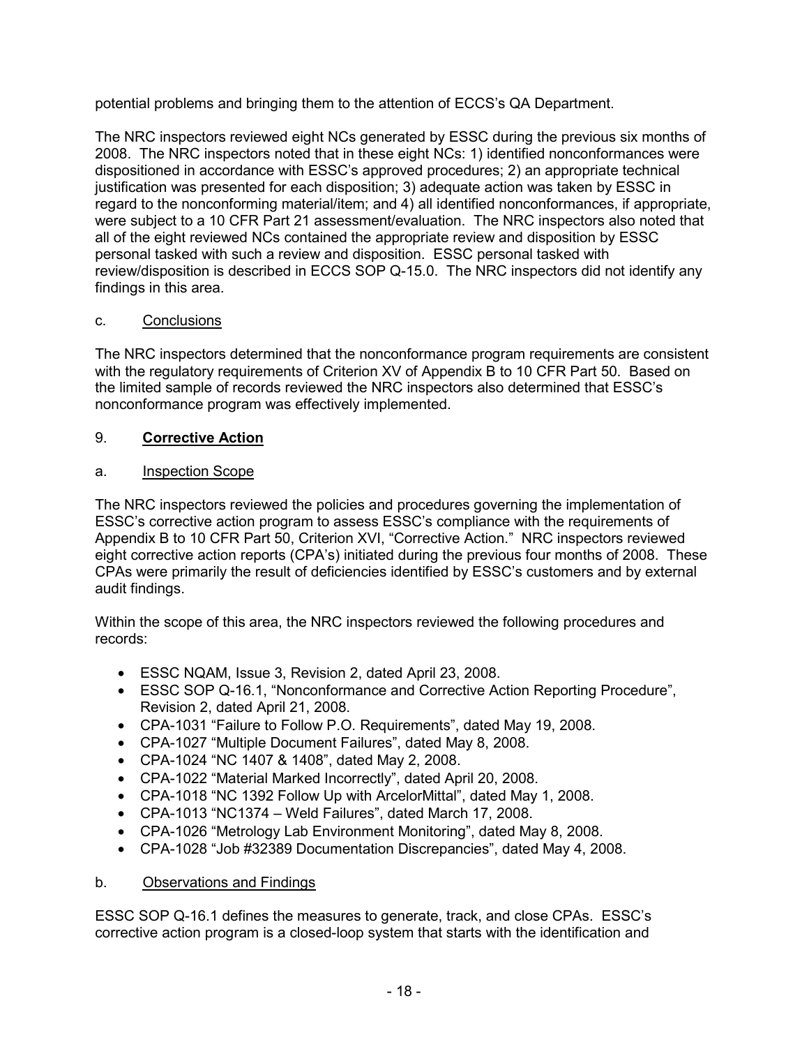potential problems and bringing them to the attention of ECCS's QA Department.

The NRC inspectors reviewed eight NCs generated by ESSC during the previous six months of 2008. The NRC inspectors noted that in these eight NCs: 1) identified nonconformances were dispositioned in accordance with ESSC's approved procedures; 2) an appropriate technical justification was presented for each disposition; 3) adequate action was taken by ESSC in regard to the nonconforming material/item; and 4) all identified nonconformances, if appropriate, were subject to a 10 CFR Part 21 assessment/evaluation. The NRC inspectors also noted that all of the eight reviewed NCs contained the appropriate review and disposition by ESSC personal tasked with such a review and disposition. ESSC personal tasked with review/disposition is described in ECCS SOP Q-15.0. The NRC inspectors did not identify any findings in this area.

c. Conclusions

The NRC inspectors determined that the nonconformance program requirements are consistent with the regulatory requirements of Criterion XV of Appendix B to 10 CFR Part 50. Based on the limited sample of records reviewed the NRC inspectors also determined that ESSC's nonconformance program was effectively implemented.

## 9. **Corrective Action**

a. Inspection Scope

The NRC inspectors reviewed the policies and procedures governing the implementation of ESSC's corrective action program to assess ESSC's compliance with the requirements of Appendix B to 10 CFR Part 50, Criterion XVI, "Corrective Action." NRC inspectors reviewed eight corrective action reports (CPA's) initiated during the previous four months of 2008. These CPAs were primarily the result of deficiencies identified by ESSC's customers and by external audit findings.

Within the scope of this area, the NRC inspectors reviewed the following procedures and records:

- ESSC NQAM, Issue 3, Revision 2, dated April 23, 2008.
- ESSC SOP Q-16.1, "Nonconformance and Corrective Action Reporting Procedure", Revision 2, dated April 21, 2008.
- CPA-1031 "Failure to Follow P.O. Requirements", dated May 19, 2008.
- CPA-1027 "Multiple Document Failures", dated May 8, 2008.
- CPA-1024 "NC 1407 & 1408", dated May 2, 2008.
- CPA-1022 "Material Marked Incorrectly", dated April 20, 2008.
- CPA-1018 "NC 1392 Follow Up with ArcelorMittal", dated May 1, 2008.
- CPA-1013 "NC1374 – Weld Failures", dated March 17, 2008.
- CPA-1026 "Metrology Lab Environment Monitoring", dated May 8, 2008.
- CPA-1028 "Job #32389 Documentation Discrepancies", dated May 4, 2008.

b. Observations and Findings

ESSC SOP Q-16.1 defines the measures to generate, track, and close CPAs. ESSC's corrective action program is a closed-loop system that starts with the identification and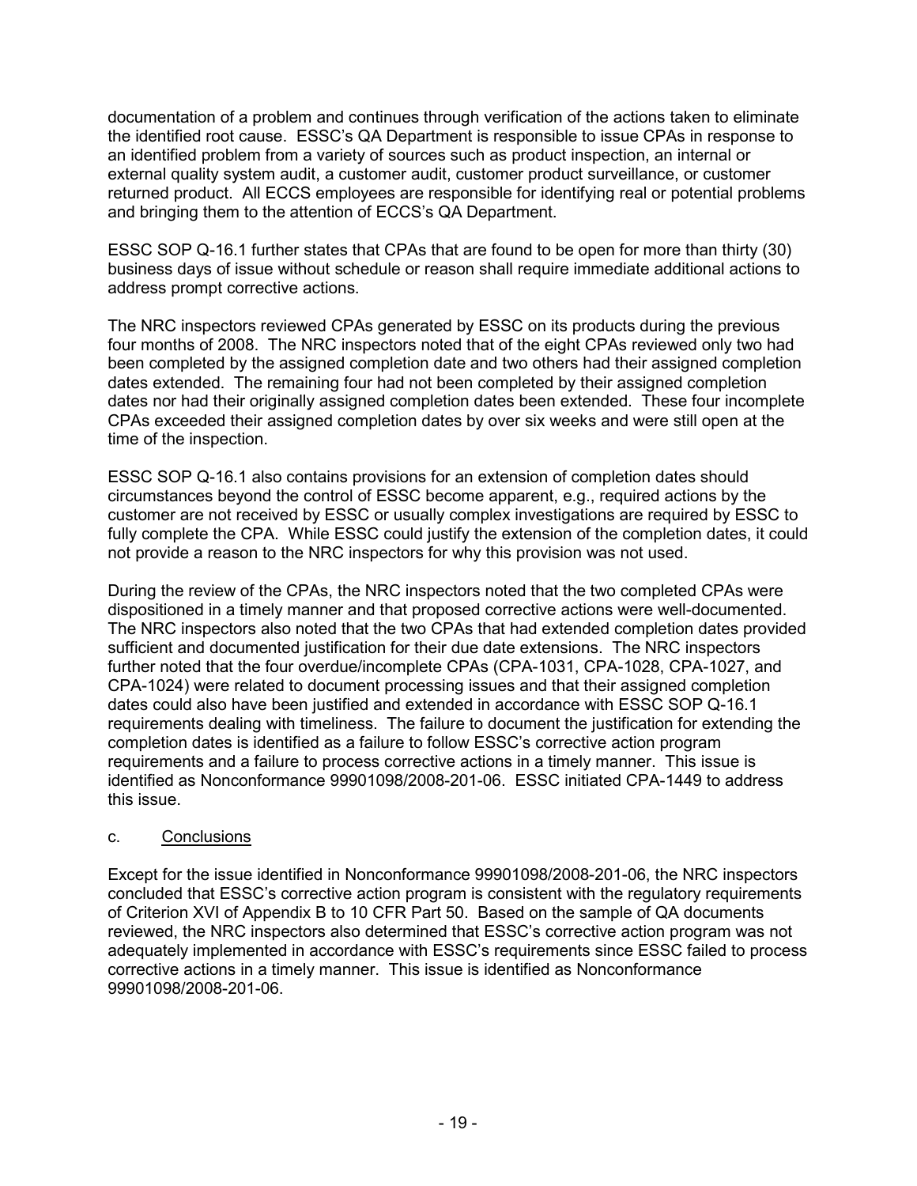documentation of a problem and continues through verification of the actions taken to eliminate the identified root cause. ESSC's QA Department is responsible to issue CPAs in response to an identified problem from a variety of sources such as product inspection, an internal or external quality system audit, a customer audit, customer product surveillance, or customer returned product. All ECCS employees are responsible for identifying real or potential problems and bringing them to the attention of ECCS's QA Department.

ESSC SOP Q-16.1 further states that CPAs that are found to be open for more than thirty (30) business days of issue without schedule or reason shall require immediate additional actions to address prompt corrective actions.

The NRC inspectors reviewed CPAs generated by ESSC on its products during the previous four months of 2008. The NRC inspectors noted that of the eight CPAs reviewed only two had been completed by the assigned completion date and two others had their assigned completion dates extended. The remaining four had not been completed by their assigned completion dates nor had their originally assigned completion dates been extended. These four incomplete CPAs exceeded their assigned completion dates by over six weeks and were still open at the time of the inspection.

ESSC SOP Q-16.1 also contains provisions for an extension of completion dates should circumstances beyond the control of ESSC become apparent, e.g., required actions by the customer are not received by ESSC or usually complex investigations are required by ESSC to fully complete the CPA. While ESSC could justify the extension of the completion dates, it could not provide a reason to the NRC inspectors for why this provision was not used.

During the review of the CPAs, the NRC inspectors noted that the two completed CPAs were dispositioned in a timely manner and that proposed corrective actions were well-documented. The NRC inspectors also noted that the two CPAs that had extended completion dates provided sufficient and documented justification for their due date extensions. The NRC inspectors further noted that the four overdue/incomplete CPAs (CPA-1031, CPA-1028, CPA-1027, and CPA-1024) were related to document processing issues and that their assigned completion dates could also have been justified and extended in accordance with ESSC SOP Q-16.1 requirements dealing with timeliness. The failure to document the justification for extending the completion dates is identified as a failure to follow ESSC's corrective action program requirements and a failure to process corrective actions in a timely manner. This issue is identified as Nonconformance 99901098/2008-201-06. ESSC initiated CPA-1449 to address this issue.

c. Conclusions

Except for the issue identified in Nonconformance 99901098/2008-201-06, the NRC inspectors concluded that ESSC's corrective action program is consistent with the regulatory requirements of Criterion XVI of Appendix B to 10 CFR Part 50. Based on the sample of QA documents reviewed, the NRC inspectors also determined that ESSC's corrective action program was not adequately implemented in accordance with ESSC's requirements since ESSC failed to process corrective actions in a timely manner. This issue is identified as Nonconformance 99901098/2008-201-06.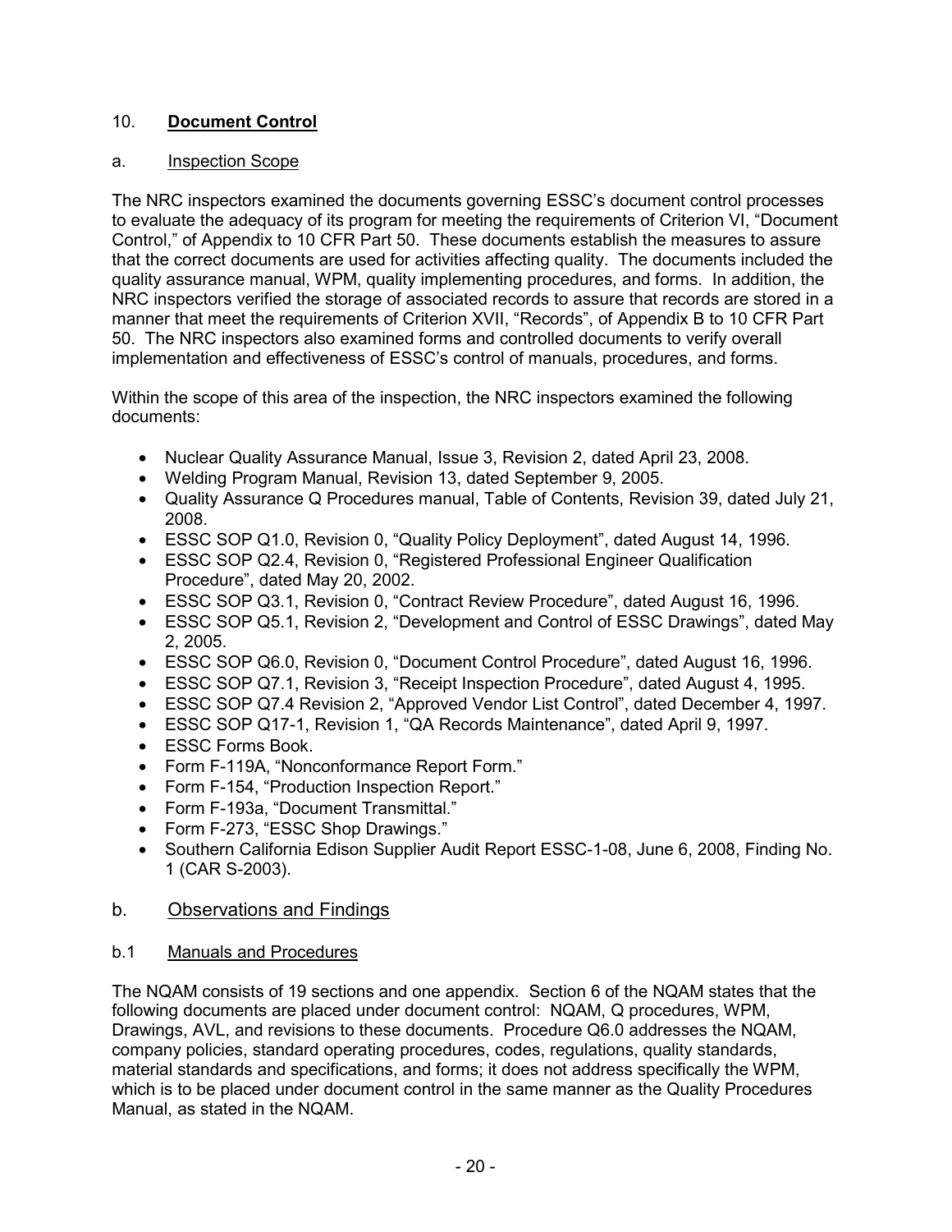## 10. **Document Control**

### a. Inspection Scope

The NRC inspectors examined the documents governing ESSC's document control processes to evaluate the adequacy of its program for meeting the requirements of Criterion VI, "Document Control," of Appendix to 10 CFR Part 50. These documents establish the measures to assure that the correct documents are used for activities affecting quality. The documents included the quality assurance manual, WPM, quality implementing procedures, and forms. In addition, the NRC inspectors verified the storage of associated records to assure that records are stored in a manner that meet the requirements of Criterion XVII, "Records", of Appendix B to 10 CFR Part 50. The NRC inspectors also examined forms and controlled documents to verify overall implementation and effectiveness of ESSC's control of manuals, procedures, and forms.

Within the scope of this area of the inspection, the NRC inspectors examined the following documents:

- Nuclear Quality Assurance Manual, Issue 3, Revision 2, dated April 23, 2008.
- Welding Program Manual, Revision 13, dated September 9, 2005.
- Quality Assurance Q Procedures manual, Table of Contents, Revision 39, dated July 21, 2008.
- ESSC SOP Q1.0, Revision 0, "Quality Policy Deployment", dated August 14, 1996.
- ESSC SOP Q2.4, Revision 0, "Registered Professional Engineer Qualification Procedure", dated May 20, 2002.
- ESSC SOP Q3.1, Revision 0, "Contract Review Procedure", dated August 16, 1996.
- ESSC SOP Q5.1, Revision 2, "Development and Control of ESSC Drawings", dated May 2, 2005.
- ESSC SOP Q6.0, Revision 0, "Document Control Procedure", dated August 16, 1996.
- ESSC SOP Q7.1, Revision 3, "Receipt Inspection Procedure", dated August 4, 1995.
- ESSC SOP Q7.4 Revision 2, "Approved Vendor List Control", dated December 4, 1997.
- ESSC SOP Q17-1, Revision 1, "QA Records Maintenance", dated April 9, 1997.
- ESSC Forms Book.
- Form F-119A, "Nonconformance Report Form."
- Form F-154, "Production Inspection Report."
- Form F-193a, "Document Transmittal."
- Form F-273, "ESSC Shop Drawings."
- Southern California Edison Supplier Audit Report ESSC-1-08, June 6, 2008, Finding No. 1 (CAR S-2003).

### b. Observations and Findings

#### b.1 Manuals and Procedures

The NQAM consists of 19 sections and one appendix. Section 6 of the NQAM states that the following documents are placed under document control: NQAM, Q procedures, WPM, Drawings, AVL, and revisions to these documents. Procedure Q6.0 addresses the NQAM, company policies, standard operating procedures, codes, regulations, quality standards, material standards and specifications, and forms; it does not address specifically the WPM, which is to be placed under document control in the same manner as the Quality Procedures Manual, as stated in the NQAM.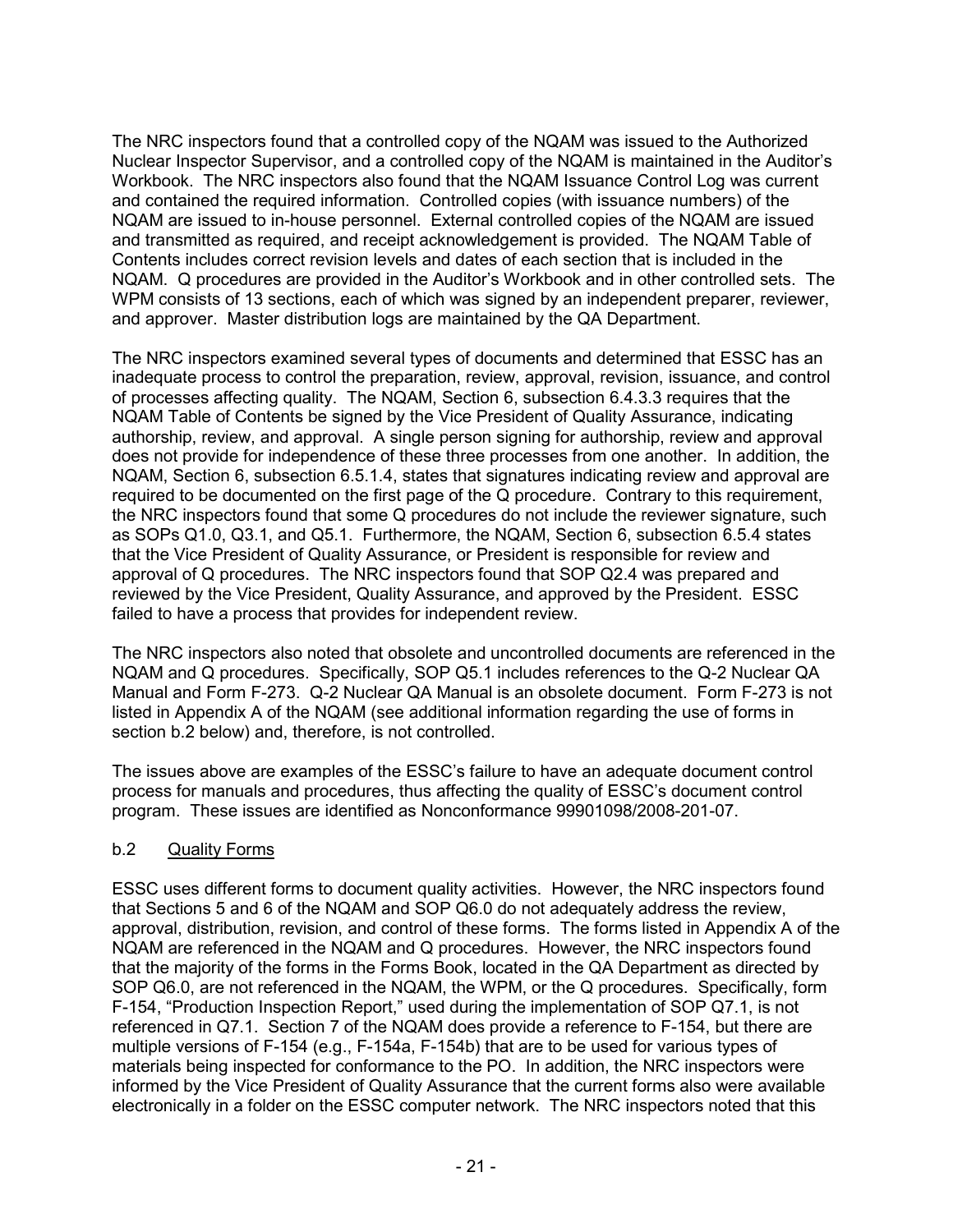The NRC inspectors found that a controlled copy of the NQAM was issued to the Authorized Nuclear Inspector Supervisor, and a controlled copy of the NQAM is maintained in the Auditor's Workbook. The NRC inspectors also found that the NQAM Issuance Control Log was current and contained the required information. Controlled copies (with issuance numbers) of the NQAM are issued to in-house personnel. External controlled copies of the NQAM are issued and transmitted as required, and receipt acknowledgement is provided. The NQAM Table of Contents includes correct revision levels and dates of each section that is included in the NQAM. Q procedures are provided in the Auditor's Workbook and in other controlled sets. The WPM consists of 13 sections, each of which was signed by an independent preparer, reviewer, and approver. Master distribution logs are maintained by the QA Department.

The NRC inspectors examined several types of documents and determined that ESSC has an inadequate process to control the preparation, review, approval, revision, issuance, and control of processes affecting quality. The NQAM, Section 6, subsection 6.4.3.3 requires that the NQAM Table of Contents be signed by the Vice President of Quality Assurance, indicating authorship, review, and approval. A single person signing for authorship, review and approval does not provide for independence of these three processes from one another. In addition, the NQAM, Section 6, subsection 6.5.1.4, states that signatures indicating review and approval are required to be documented on the first page of the Q procedure. Contrary to this requirement, the NRC inspectors found that some Q procedures do not include the reviewer signature, such as SOPs Q1.0, Q3.1, and Q5.1. Furthermore, the NQAM, Section 6, subsection 6.5.4 states that the Vice President of Quality Assurance, or President is responsible for review and approval of Q procedures. The NRC inspectors found that SOP Q2.4 was prepared and reviewed by the Vice President, Quality Assurance, and approved by the President. ESSC failed to have a process that provides for independent review.

The NRC inspectors also noted that obsolete and uncontrolled documents are referenced in the NQAM and Q procedures. Specifically, SOP Q5.1 includes references to the Q-2 Nuclear QA Manual and Form F-273. Q-2 Nuclear QA Manual is an obsolete document. Form F-273 is not listed in Appendix A of the NQAM (see additional information regarding the use of forms in section b.2 below) and, therefore, is not controlled.

The issues above are examples of the ESSC's failure to have an adequate document control process for manuals and procedures, thus affecting the quality of ESSC's document control program. These issues are identified as Nonconformance 99901098/2008-201-07.

### b.2 Quality Forms

ESSC uses different forms to document quality activities. However, the NRC inspectors found that Sections 5 and 6 of the NQAM and SOP Q6.0 do not adequately address the review, approval, distribution, revision, and control of these forms. The forms listed in Appendix A of the NQAM are referenced in the NQAM and Q procedures. However, the NRC inspectors found that the majority of the forms in the Forms Book, located in the QA Department as directed by SOP Q6.0, are not referenced in the NQAM, the WPM, or the Q procedures. Specifically, form F-154, "Production Inspection Report," used during the implementation of SOP Q7.1, is not referenced in Q7.1. Section 7 of the NQAM does provide a reference to F-154, but there are multiple versions of F-154 (e.g., F-154a, F-154b) that are to be used for various types of materials being inspected for conformance to the PO. In addition, the NRC inspectors were informed by the Vice President of Quality Assurance that the current forms also were available electronically in a folder on the ESSC computer network. The NRC inspectors noted that this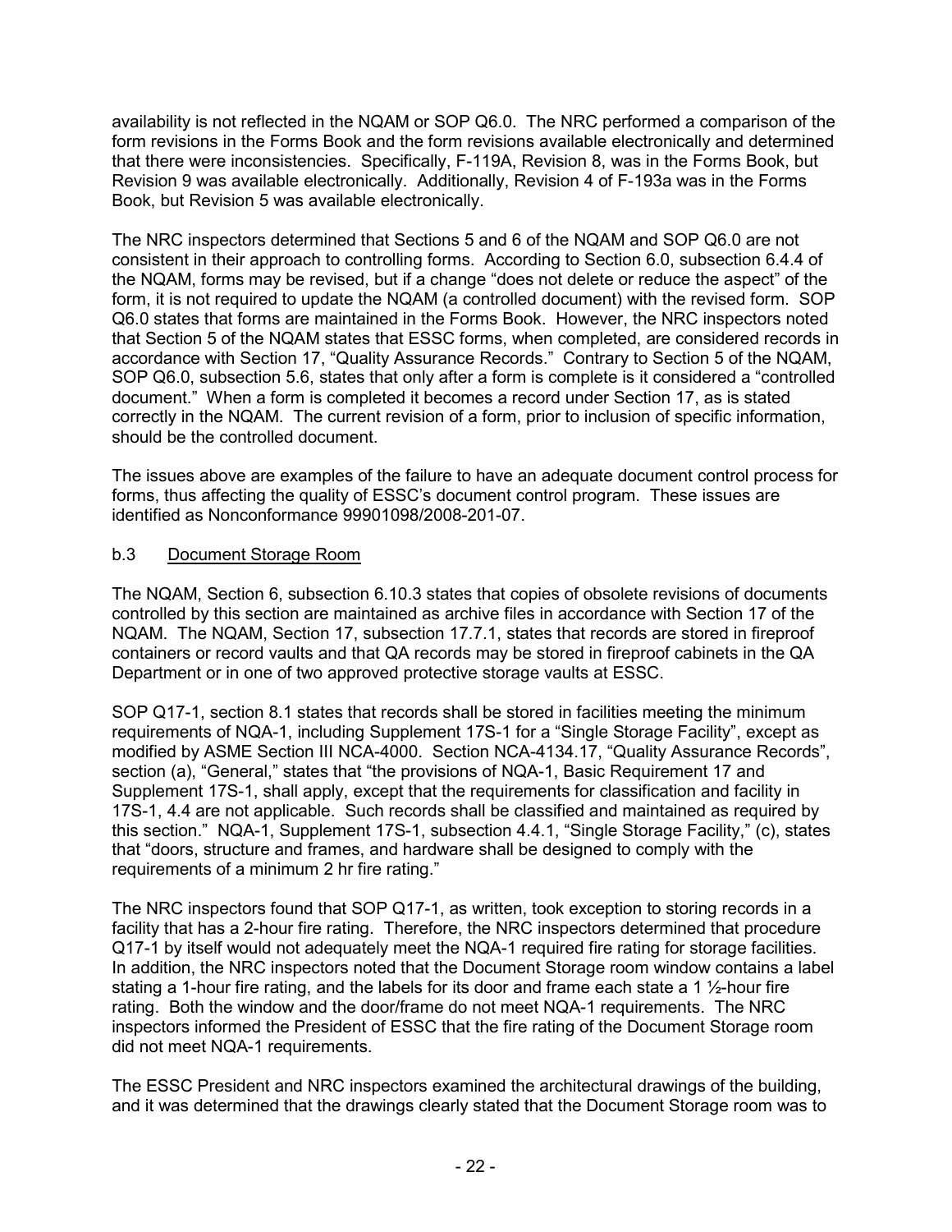availability is not reflected in the NQAM or SOP Q6.0. The NRC performed a comparison of the form revisions in the Forms Book and the form revisions available electronically and determined that there were inconsistencies. Specifically, F-119A, Revision 8, was in the Forms Book, but Revision 9 was available electronically. Additionally, Revision 4 of F-193a was in the Forms Book, but Revision 5 was available electronically.

The NRC inspectors determined that Sections 5 and 6 of the NQAM and SOP Q6.0 are not consistent in their approach to controlling forms. According to Section 6.0, subsection 6.4.4 of the NQAM, forms may be revised, but if a change "does not delete or reduce the aspect" of the form, it is not required to update the NQAM (a controlled document) with the revised form. SOP Q6.0 states that forms are maintained in the Forms Book. However, the NRC inspectors noted that Section 5 of the NQAM states that ESSC forms, when completed, are considered records in accordance with Section 17, "Quality Assurance Records." Contrary to Section 5 of the NQAM, SOP Q6.0, subsection 5.6, states that only after a form is complete is it considered a "controlled document." When a form is completed it becomes a record under Section 17, as is stated correctly in the NQAM. The current revision of a form, prior to inclusion of specific information, should be the controlled document.

The issues above are examples of the failure to have an adequate document control process for forms, thus affecting the quality of ESSC's document control program. These issues are identified as Nonconformance 99901098/2008-201-07.

### b.3 Document Storage Room

The NQAM, Section 6, subsection 6.10.3 states that copies of obsolete revisions of documents controlled by this section are maintained as archive files in accordance with Section 17 of the NQAM. The NQAM, Section 17, subsection 17.7.1, states that records are stored in fireproof containers or record vaults and that QA records may be stored in fireproof cabinets in the QA Department or in one of two approved protective storage vaults at ESSC.

SOP Q17-1, section 8.1 states that records shall be stored in facilities meeting the minimum requirements of NQA-1, including Supplement 17S-1 for a "Single Storage Facility", except as modified by ASME Section III NCA-4000. Section NCA-4134.17, "Quality Assurance Records", section (a), "General," states that "the provisions of NQA-1, Basic Requirement 17 and Supplement 17S-1, shall apply, except that the requirements for classification and facility in 17S-1, 4.4 are not applicable. Such records shall be classified and maintained as required by this section." NQA-1, Supplement 17S-1, subsection 4.4.1, "Single Storage Facility," (c), states that "doors, structure and frames, and hardware shall be designed to comply with the requirements of a minimum 2 hr fire rating."

The NRC inspectors found that SOP Q17-1, as written, took exception to storing records in a facility that has a 2-hour fire rating. Therefore, the NRC inspectors determined that procedure Q17-1 by itself would not adequately meet the NQA-1 required fire rating for storage facilities. In addition, the NRC inspectors noted that the Document Storage room window contains a label stating a 1-hour fire rating, and the labels for its door and frame each state a 1 ½-hour fire rating. Both the window and the door/frame do not meet NQA-1 requirements. The NRC inspectors informed the President of ESSC that the fire rating of the Document Storage room did not meet NQA-1 requirements.

The ESSC President and NRC inspectors examined the architectural drawings of the building, and it was determined that the drawings clearly stated that the Document Storage room was to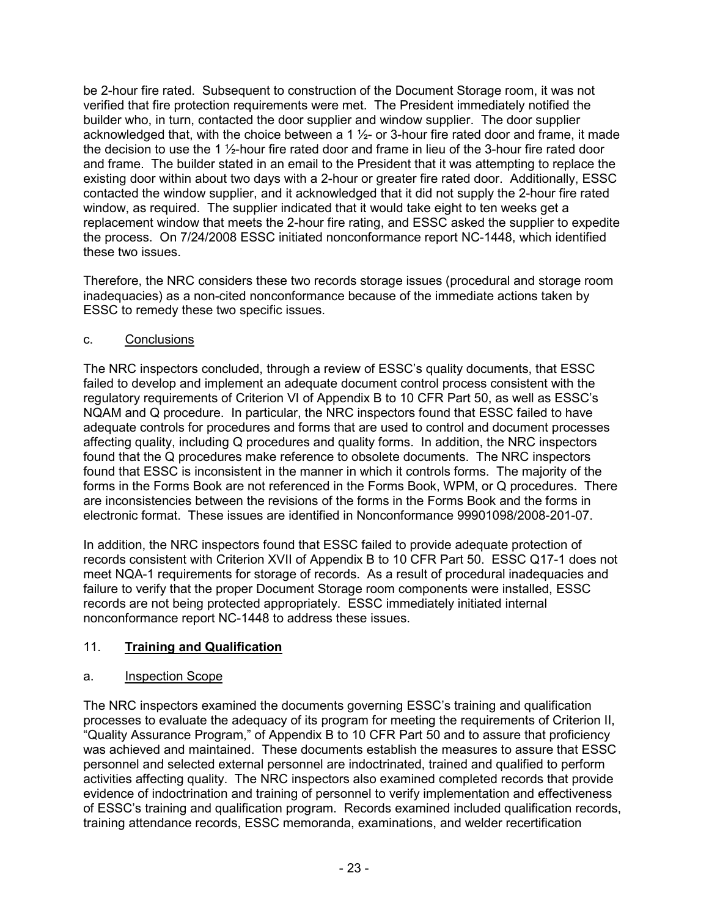be 2-hour fire rated. Subsequent to construction of the Document Storage room, it was not verified that fire protection requirements were met. The President immediately notified the builder who, in turn, contacted the door supplier and window supplier. The door supplier acknowledged that, with the choice between a 1 ½- or 3-hour fire rated door and frame, it made the decision to use the 1 ½-hour fire rated door and frame in lieu of the 3-hour fire rated door and frame. The builder stated in an email to the President that it was attempting to replace the existing door within about two days with a 2-hour or greater fire rated door. Additionally, ESSC contacted the window supplier, and it acknowledged that it did not supply the 2-hour fire rated window, as required. The supplier indicated that it would take eight to ten weeks get a replacement window that meets the 2-hour fire rating, and ESSC asked the supplier to expedite the process. On 7/24/2008 ESSC initiated nonconformance report NC-1448, which identified these two issues.

Therefore, the NRC considers these two records storage issues (procedural and storage room inadequacies) as a non-cited nonconformance because of the immediate actions taken by ESSC to remedy these two specific issues.

c. Conclusions

The NRC inspectors concluded, through a review of ESSC's quality documents, that ESSC failed to develop and implement an adequate document control process consistent with the regulatory requirements of Criterion VI of Appendix B to 10 CFR Part 50, as well as ESSC's NQAM and Q procedure. In particular, the NRC inspectors found that ESSC failed to have adequate controls for procedures and forms that are used to control and document processes affecting quality, including Q procedures and quality forms. In addition, the NRC inspectors found that the Q procedures make reference to obsolete documents. The NRC inspectors found that ESSC is inconsistent in the manner in which it controls forms. The majority of the forms in the Forms Book are not referenced in the Forms Book, WPM, or Q procedures. There are inconsistencies between the revisions of the forms in the Forms Book and the forms in electronic format. These issues are identified in Nonconformance 99901098/2008-201-07.

In addition, the NRC inspectors found that ESSC failed to provide adequate protection of records consistent with Criterion XVII of Appendix B to 10 CFR Part 50. ESSC Q17-1 does not meet NQA-1 requirements for storage of records. As a result of procedural inadequacies and failure to verify that the proper Document Storage room components were installed, ESSC records are not being protected appropriately. ESSC immediately initiated internal nonconformance report NC-1448 to address these issues.

## 11. Training and Qualification

a. Inspection Scope

The NRC inspectors examined the documents governing ESSC's training and qualification processes to evaluate the adequacy of its program for meeting the requirements of Criterion II, "Quality Assurance Program," of Appendix B to 10 CFR Part 50 and to assure that proficiency was achieved and maintained. These documents establish the measures to assure that ESSC personnel and selected external personnel are indoctrinated, trained and qualified to perform activities affecting quality. The NRC inspectors also examined completed records that provide evidence of indoctrination and training of personnel to verify implementation and effectiveness of ESSC's training and qualification program. Records examined included qualification records, training attendance records, ESSC memoranda, examinations, and welder recertification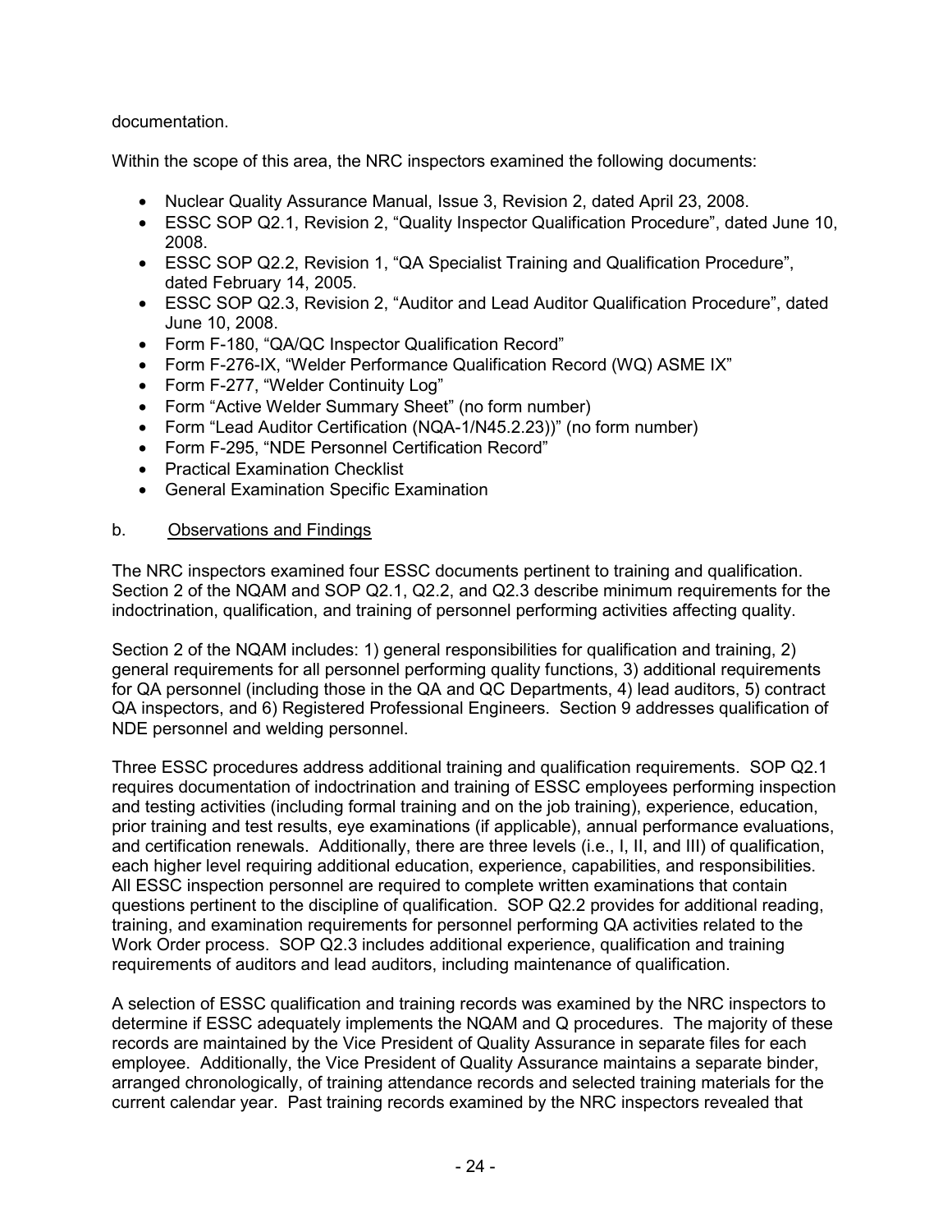documentation.

Within the scope of this area, the NRC inspectors examined the following documents:

- Nuclear Quality Assurance Manual, Issue 3, Revision 2, dated April 23, 2008.
- ESSC SOP Q2.1, Revision 2, "Quality Inspector Qualification Procedure", dated June 10, 2008.
- ESSC SOP Q2.2, Revision 1, "QA Specialist Training and Qualification Procedure", dated February 14, 2005.
- ESSC SOP Q2.3, Revision 2, "Auditor and Lead Auditor Qualification Procedure", dated June 10, 2008.
- Form F-180, "QA/QC Inspector Qualification Record"
- Form F-276-IX, "Welder Performance Qualification Record (WQ) ASME IX"
- Form F-277, "Welder Continuity Log"
- Form "Active Welder Summary Sheet" (no form number)
- Form "Lead Auditor Certification (NQA-1/N45.2.23))" (no form number)
- Form F-295, "NDE Personnel Certification Record"
- Practical Examination Checklist
- General Examination Specific Examination

b. Observations and Findings

The NRC inspectors examined four ESSC documents pertinent to training and qualification. Section 2 of the NQAM and SOP Q2.1, Q2.2, and Q2.3 describe minimum requirements for the indoctrination, qualification, and training of personnel performing activities affecting quality.

Section 2 of the NQAM includes: 1) general responsibilities for qualification and training, 2) general requirements for all personnel performing quality functions, 3) additional requirements for QA personnel (including those in the QA and QC Departments, 4) lead auditors, 5) contract QA inspectors, and 6) Registered Professional Engineers. Section 9 addresses qualification of NDE personnel and welding personnel.

Three ESSC procedures address additional training and qualification requirements. SOP Q2.1 requires documentation of indoctrination and training of ESSC employees performing inspection and testing activities (including formal training and on the job training), experience, education, prior training and test results, eye examinations (if applicable), annual performance evaluations, and certification renewals. Additionally, there are three levels (i.e., I, II, and III) of qualification, each higher level requiring additional education, experience, capabilities, and responsibilities. All ESSC inspection personnel are required to complete written examinations that contain questions pertinent to the discipline of qualification. SOP Q2.2 provides for additional reading, training, and examination requirements for personnel performing QA activities related to the Work Order process. SOP Q2.3 includes additional experience, qualification and training requirements of auditors and lead auditors, including maintenance of qualification.

A selection of ESSC qualification and training records was examined by the NRC inspectors to determine if ESSC adequately implements the NQAM and Q procedures. The majority of these records are maintained by the Vice President of Quality Assurance in separate files for each employee. Additionally, the Vice President of Quality Assurance maintains a separate binder, arranged chronologically, of training attendance records and selected training materials for the current calendar year. Past training records examined by the NRC inspectors revealed that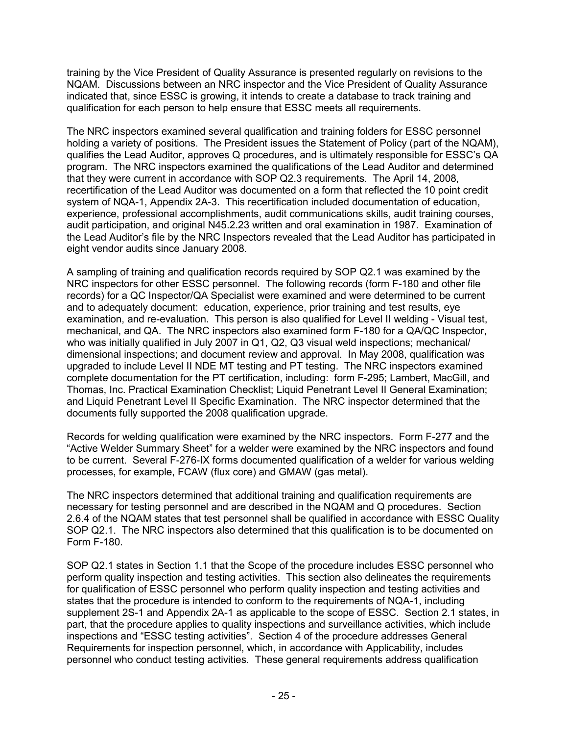training by the Vice President of Quality Assurance is presented regularly on revisions to the NQAM. Discussions between an NRC inspector and the Vice President of Quality Assurance indicated that, since ESSC is growing, it intends to create a database to track training and qualification for each person to help ensure that ESSC meets all requirements.

The NRC inspectors examined several qualification and training folders for ESSC personnel holding a variety of positions. The President issues the Statement of Policy (part of the NQAM), qualifies the Lead Auditor, approves Q procedures, and is ultimately responsible for ESSC's QA program. The NRC inspectors examined the qualifications of the Lead Auditor and determined that they were current in accordance with SOP Q2.3 requirements. The April 14, 2008, recertification of the Lead Auditor was documented on a form that reflected the 10 point credit system of NQA-1, Appendix 2A-3. This recertification included documentation of education, experience, professional accomplishments, audit communications skills, audit training courses, audit participation, and original N45.2.23 written and oral examination in 1987. Examination of the Lead Auditor's file by the NRC Inspectors revealed that the Lead Auditor has participated in eight vendor audits since January 2008.

A sampling of training and qualification records required by SOP Q2.1 was examined by the NRC inspectors for other ESSC personnel. The following records (form F-180 and other file records) for a QC Inspector/QA Specialist were examined and were determined to be current and to adequately document: education, experience, prior training and test results, eye examination, and re-evaluation. This person is also qualified for Level II welding - Visual test, mechanical, and QA. The NRC inspectors also examined form F-180 for a QA/QC Inspector, who was initially qualified in July 2007 in Q1, Q2, Q3 visual weld inspections; mechanical/ dimensional inspections; and document review and approval. In May 2008, qualification was upgraded to include Level II NDE MT testing and PT testing. The NRC inspectors examined complete documentation for the PT certification, including: form F-295; Lambert, MacGill, and Thomas, Inc. Practical Examination Checklist; Liquid Penetrant Level II General Examination; and Liquid Penetrant Level II Specific Examination. The NRC inspector determined that the documents fully supported the 2008 qualification upgrade.

Records for welding qualification were examined by the NRC inspectors. Form F-277 and the "Active Welder Summary Sheet" for a welder were examined by the NRC inspectors and found to be current. Several F-276-IX forms documented qualification of a welder for various welding processes, for example, FCAW (flux core) and GMAW (gas metal).

The NRC inspectors determined that additional training and qualification requirements are necessary for testing personnel and are described in the NQAM and Q procedures. Section 2.6.4 of the NQAM states that test personnel shall be qualified in accordance with ESSC Quality SOP Q2.1. The NRC inspectors also determined that this qualification is to be documented on Form F-180.

SOP Q2.1 states in Section 1.1 that the Scope of the procedure includes ESSC personnel who perform quality inspection and testing activities. This section also delineates the requirements for qualification of ESSC personnel who perform quality inspection and testing activities and states that the procedure is intended to conform to the requirements of NQA-1, including supplement 2S-1 and Appendix 2A-1 as applicable to the scope of ESSC. Section 2.1 states, in part, that the procedure applies to quality inspections and surveillance activities, which include inspections and "ESSC testing activities". Section 4 of the procedure addresses General Requirements for inspection personnel, which, in accordance with Applicability, includes personnel who conduct testing activities. These general requirements address qualification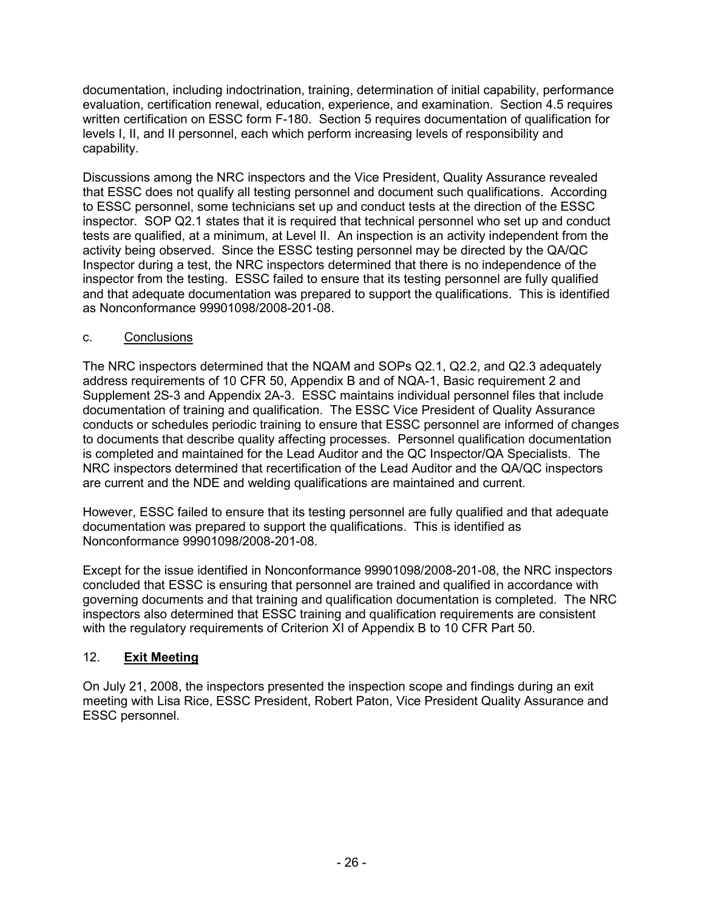documentation, including indoctrination, training, determination of initial capability, performance evaluation, certification renewal, education, experience, and examination. Section 4.5 requires written certification on ESSC form F-180. Section 5 requires documentation of qualification for levels I, II, and II personnel, each which perform increasing levels of responsibility and capability.

Discussions among the NRC inspectors and the Vice President, Quality Assurance revealed that ESSC does not qualify all testing personnel and document such qualifications. According to ESSC personnel, some technicians set up and conduct tests at the direction of the ESSC inspector. SOP Q2.1 states that it is required that technical personnel who set up and conduct tests are qualified, at a minimum, at Level II. An inspection is an activity independent from the activity being observed. Since the ESSC testing personnel may be directed by the QA/QC Inspector during a test, the NRC inspectors determined that there is no independence of the inspector from the testing. ESSC failed to ensure that its testing personnel are fully qualified and that adequate documentation was prepared to support the qualifications. This is identified as Nonconformance 99901098/2008-201-08.

c. Conclusions

The NRC inspectors determined that the NQAM and SOPs Q2.1, Q2.2, and Q2.3 adequately address requirements of 10 CFR 50, Appendix B and of NQA-1, Basic requirement 2 and Supplement 2S-3 and Appendix 2A-3. ESSC maintains individual personnel files that include documentation of training and qualification. The ESSC Vice President of Quality Assurance conducts or schedules periodic training to ensure that ESSC personnel are informed of changes to documents that describe quality affecting processes. Personnel qualification documentation is completed and maintained for the Lead Auditor and the QC Inspector/QA Specialists. The NRC inspectors determined that recertification of the Lead Auditor and the QA/QC inspectors are current and the NDE and welding qualifications are maintained and current.

However, ESSC failed to ensure that its testing personnel are fully qualified and that adequate documentation was prepared to support the qualifications. This is identified as Nonconformance 99901098/2008-201-08.

Except for the issue identified in Nonconformance 99901098/2008-201-08, the NRC inspectors concluded that ESSC is ensuring that personnel are trained and qualified in accordance with governing documents and that training and qualification documentation is completed. The NRC inspectors also determined that ESSC training and qualification requirements are consistent with the regulatory requirements of Criterion XI of Appendix B to 10 CFR Part 50.

## 12. **Exit Meeting**

On July 21, 2008, the inspectors presented the inspection scope and findings during an exit meeting with Lisa Rice, ESSC President, Robert Paton, Vice President Quality Assurance and ESSC personnel.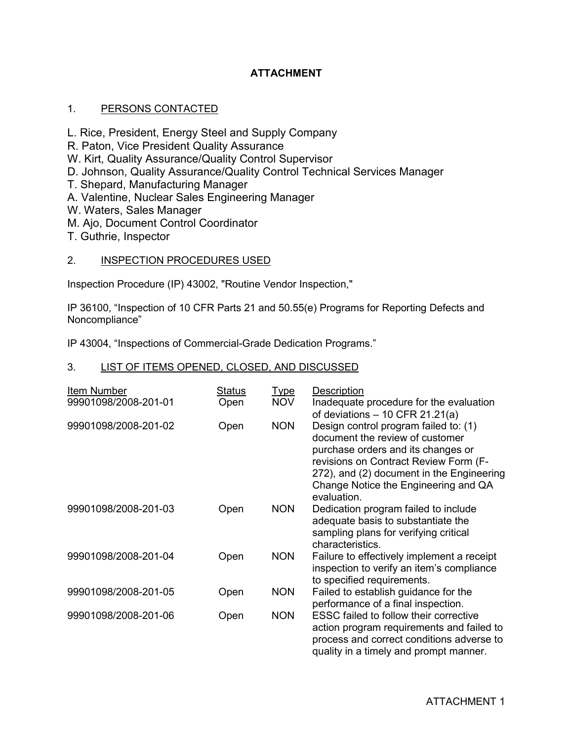# ATTACHMENT

## 1. PERSONS CONTACTED

L. Rice, President, Energy Steel and Supply Company
R. Paton, Vice President Quality Assurance
W. Kirt, Quality Assurance/Quality Control Supervisor
D. Johnson, Quality Assurance/Quality Control Technical Services Manager
T. Shepard, Manufacturing Manager
A. Valentine, Nuclear Sales Engineering Manager
W. Waters, Sales Manager
M. Ajo, Document Control Coordinator
T. Guthrie, Inspector

## 2. INSPECTION PROCEDURES USED

Inspection Procedure (IP) 43002, "Routine Vendor Inspection,"

IP 36100, "Inspection of 10 CFR Parts 21 and 50.55(e) Programs for Reporting Defects and Noncompliance"

IP 43004, "Inspections of Commercial-Grade Dedication Programs."

## 3. LIST OF ITEMS OPENED, CLOSED, AND DISCUSSED

| Item Number | Status | Type | Description |
|---|---|---|---|
| 99901098/2008-201-01 | Open | NOV | Inadequate procedure for the evaluation of deviations – 10 CFR 21.21(a) |
| 99901098/2008-201-02 | Open | NON | Design control program failed to: (1) document the review of customer purchase orders and its changes or revisions on Contract Review Form (F-272), and (2) document in the Engineering Change Notice the Engineering and QA evaluation. |
| 99901098/2008-201-03 | Open | NON | Dedication program failed to include adequate basis to substantiate the sampling plans for verifying critical characteristics. |
| 99901098/2008-201-04 | Open | NON | Failure to effectively implement a receipt inspection to verify an item's compliance to specified requirements. |
| 99901098/2008-201-05 | Open | NON | Failed to establish guidance for the performance of a final inspection. |
| 99901098/2008-201-06 | Open | NON | ESSC failed to follow their corrective action program requirements and failed to process and correct conditions adverse to quality in a timely and prompt manner. |

ATTACHMENT 1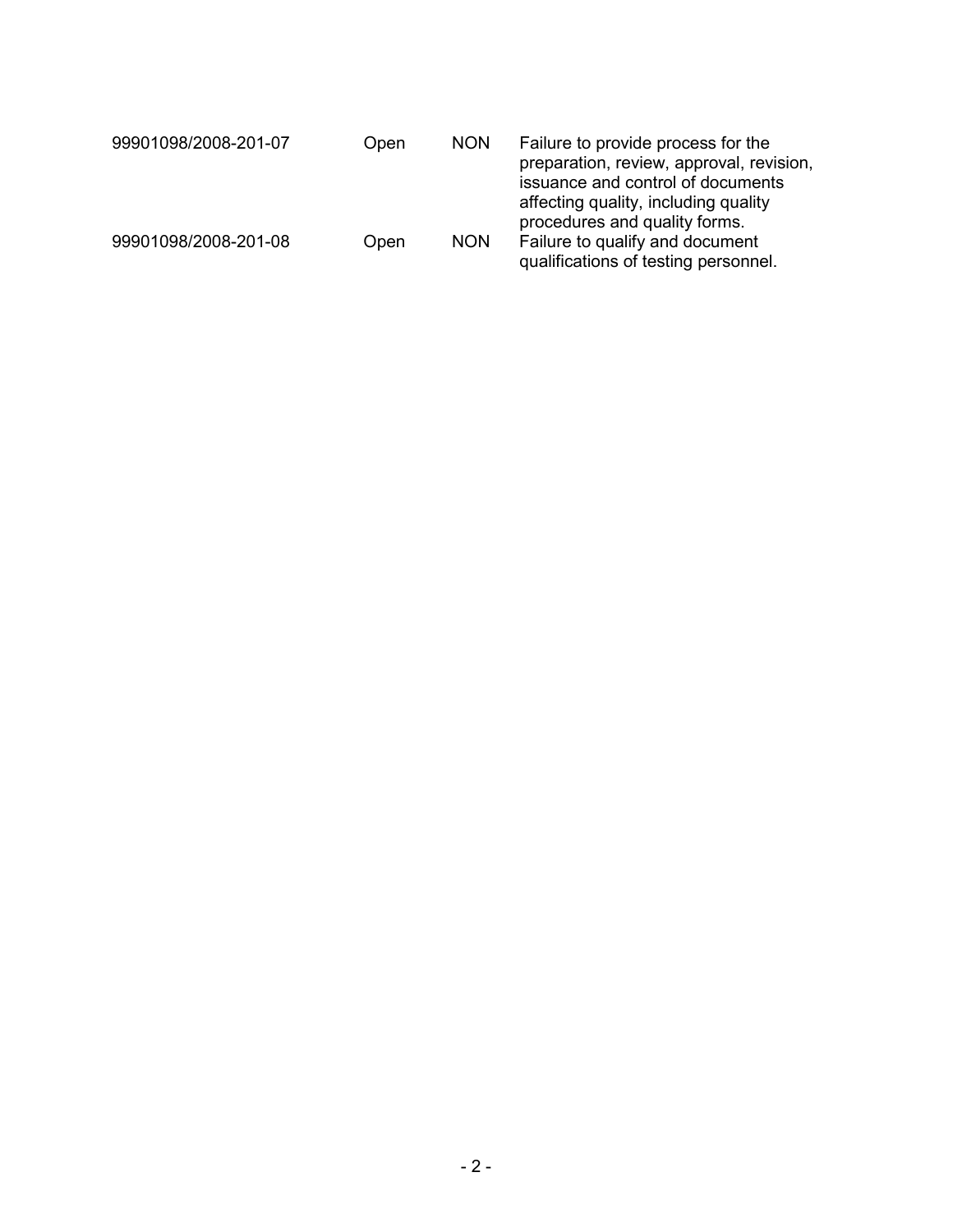| | | | |
|---|---|---|---|
| 99901098/2008-201-07 | Open | NON | Failure to provide process for the preparation, review, approval, revision, issuance and control of documents affecting quality, including quality procedures and quality forms. |
| 99901098/2008-201-08 | Open | NON | Failure to qualify and document qualifications of testing personnel. |